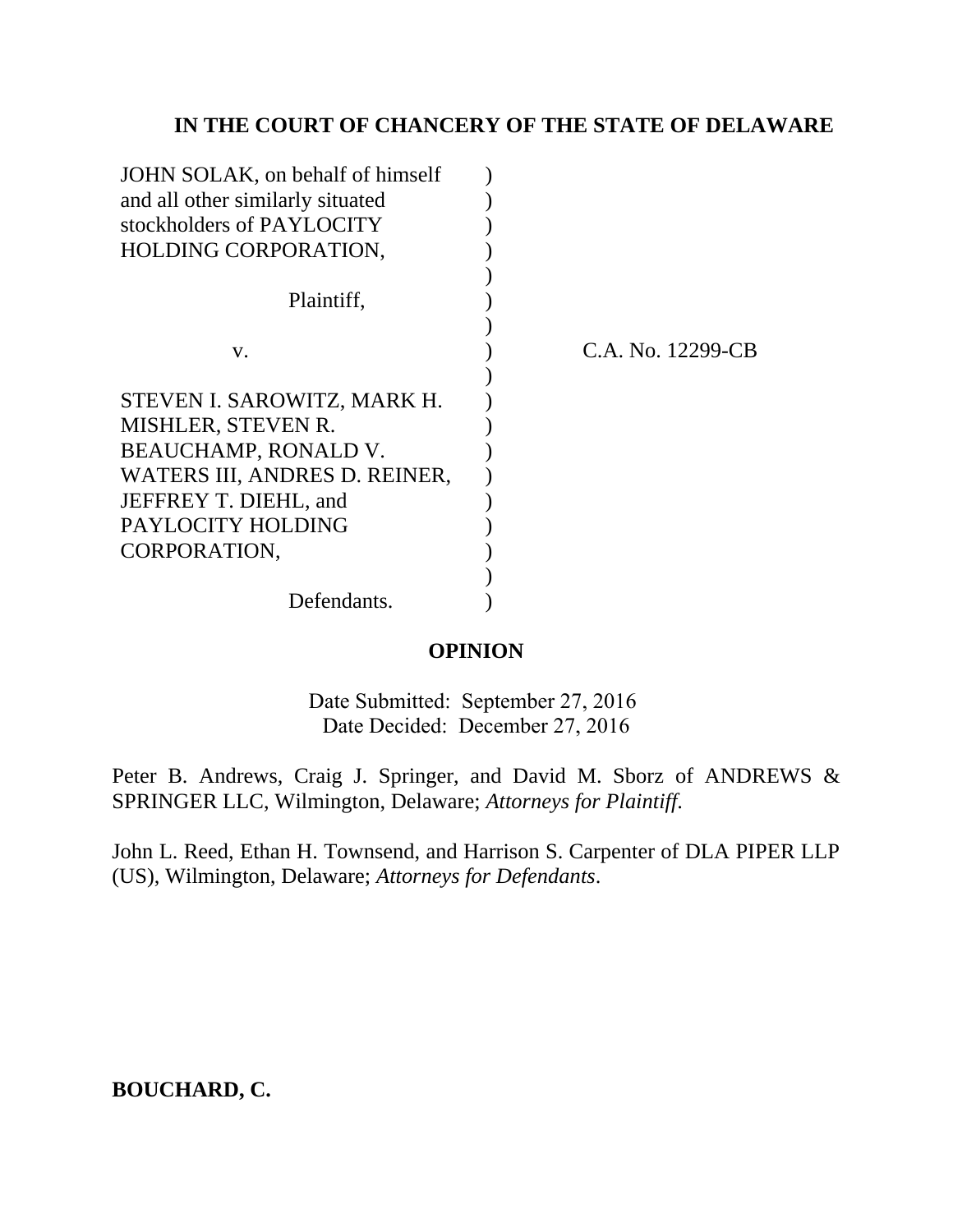**IN THE COURT OF CHANCERY OF THE STATE OF DELAWARE**

| | | |
|---|---|---|
| JOHN SOLAK, on behalf of himself and all other similarly situated stockholders of PAYLOCITY HOLDING CORPORATION, | ) | |
| Plaintiff, | ) | |
| v. | ) | C.A. No. 12299-CB |
| STEVEN I. SAROWITZ, MARK H. MISHLER, STEVEN R. BEAUCHAMP, RONALD V. WATERS III, ANDRES D. REINER, JEFFREY T. DIEHL, and PAYLOCITY HOLDING CORPORATION, | ) | |
| Defendants. | ) | |

**OPINION**

Date Submitted: September 27, 2016
Date Decided: December 27, 2016

Peter B. Andrews, Craig J. Springer, and David M. Sborz of ANDREWS & SPRINGER LLC, Wilmington, Delaware; *Attorneys for Plaintiff*.

John L. Reed, Ethan H. Townsend, and Harrison S. Carpenter of DLA PIPER LLP (US), Wilmington, Delaware; *Attorneys for Defendants*.

**BOUCHARD, C.**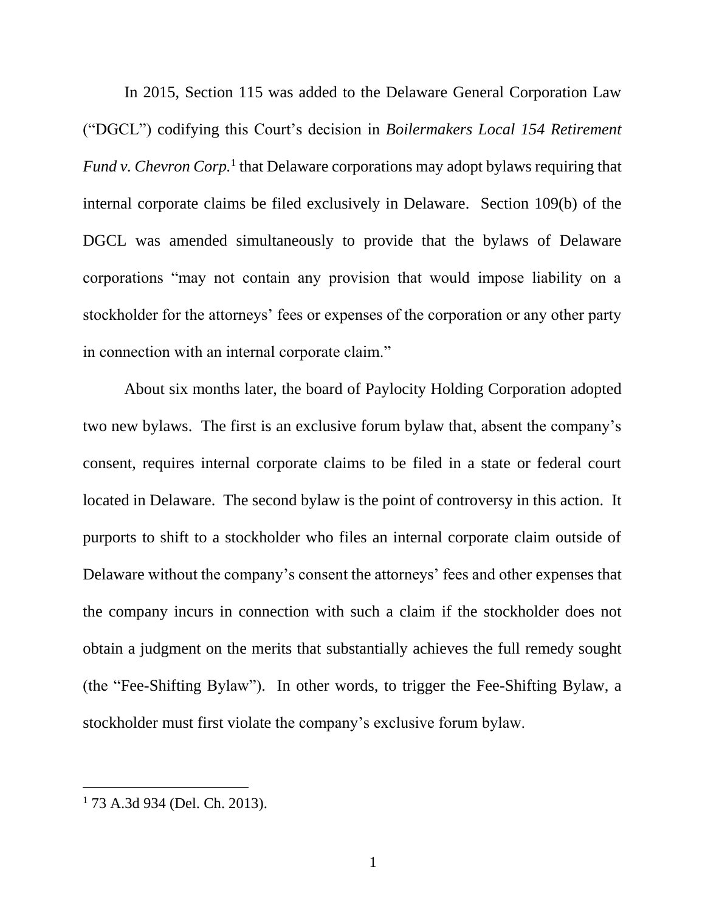In 2015, Section 115 was added to the Delaware General Corporation Law ("DGCL") codifying this Court's decision in *Boilermakers Local 154 Retirement Fund v. Chevron Corp.*[1] that Delaware corporations may adopt bylaws requiring that internal corporate claims be filed exclusively in Delaware. Section 109(b) of the DGCL was amended simultaneously to provide that the bylaws of Delaware corporations "may not contain any provision that would impose liability on a stockholder for the attorneys' fees or expenses of the corporation or any other party in connection with an internal corporate claim."

About six months later, the board of Paylocity Holding Corporation adopted two new bylaws. The first is an exclusive forum bylaw that, absent the company's consent, requires internal corporate claims to be filed in a state or federal court located in Delaware. The second bylaw is the point of controversy in this action. It purports to shift to a stockholder who files an internal corporate claim outside of Delaware without the company's consent the attorneys' fees and other expenses that the company incurs in connection with such a claim if the stockholder does not obtain a judgment on the merits that substantially achieves the full remedy sought (the "Fee-Shifting Bylaw"). In other words, to trigger the Fee-Shifting Bylaw, a stockholder must first violate the company's exclusive forum bylaw.

---

[1] 73 A.3d 934 (Del. Ch. 2013).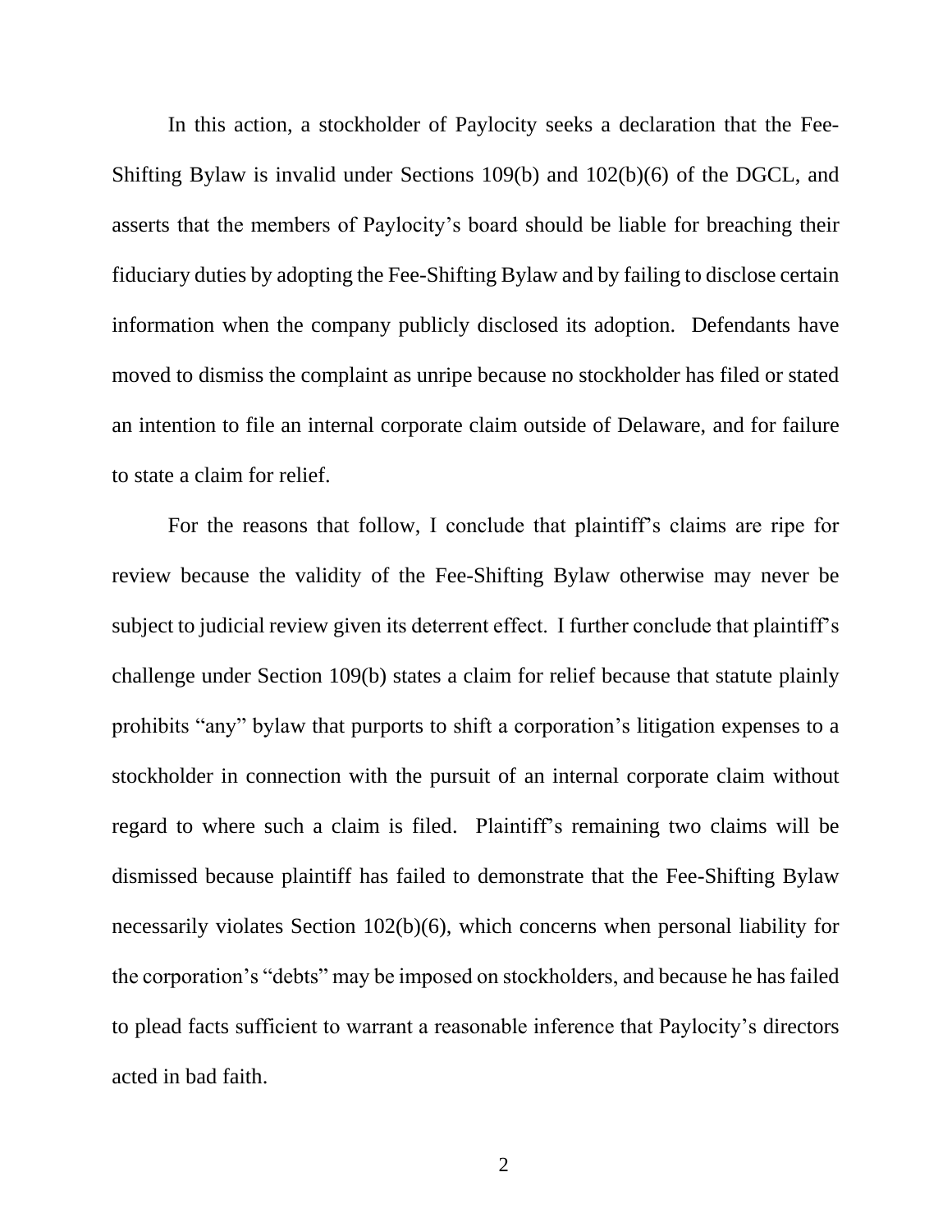In this action, a stockholder of Paylocity seeks a declaration that the Fee-Shifting Bylaw is invalid under Sections 109(b) and 102(b)(6) of the DGCL, and asserts that the members of Paylocity's board should be liable for breaching their fiduciary duties by adopting the Fee-Shifting Bylaw and by failing to disclose certain information when the company publicly disclosed its adoption. Defendants have moved to dismiss the complaint as unripe because no stockholder has filed or stated an intention to file an internal corporate claim outside of Delaware, and for failure to state a claim for relief.

For the reasons that follow, I conclude that plaintiff's claims are ripe for review because the validity of the Fee-Shifting Bylaw otherwise may never be subject to judicial review given its deterrent effect. I further conclude that plaintiff's challenge under Section 109(b) states a claim for relief because that statute plainly prohibits "any" bylaw that purports to shift a corporation's litigation expenses to a stockholder in connection with the pursuit of an internal corporate claim without regard to where such a claim is filed. Plaintiff's remaining two claims will be dismissed because plaintiff has failed to demonstrate that the Fee-Shifting Bylaw necessarily violates Section 102(b)(6), which concerns when personal liability for the corporation's "debts" may be imposed on stockholders, and because he has failed to plead facts sufficient to warrant a reasonable inference that Paylocity's directors acted in bad faith.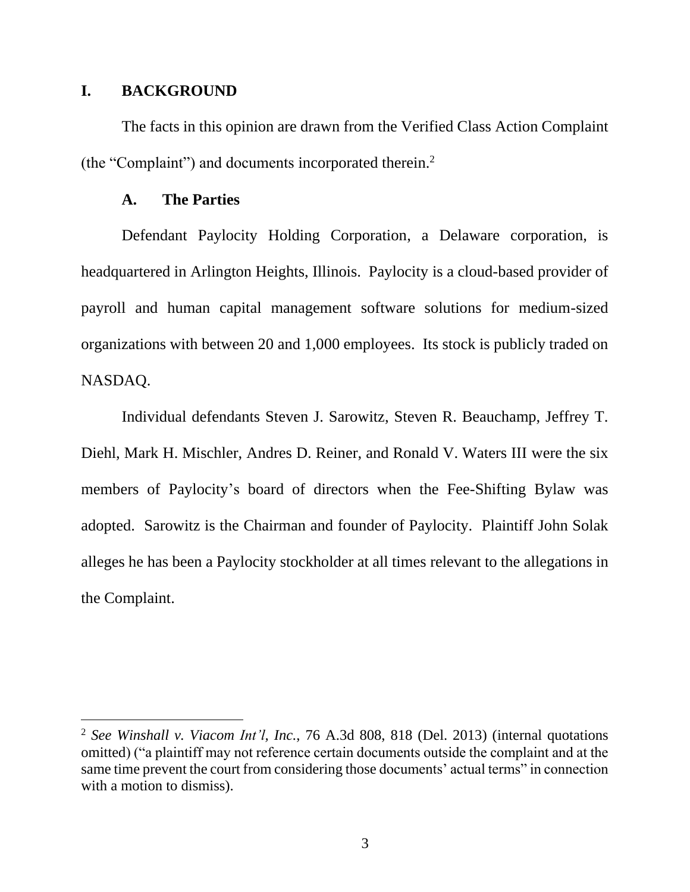## I. BACKGROUND

The facts in this opinion are drawn from the Verified Class Action Complaint (the "Complaint") and documents incorporated therein.[2]

### A. The Parties

Defendant Paylocity Holding Corporation, a Delaware corporation, is headquartered in Arlington Heights, Illinois. Paylocity is a cloud-based provider of payroll and human capital management software solutions for medium-sized organizations with between 20 and 1,000 employees. Its stock is publicly traded on NASDAQ.

Individual defendants Steven J. Sarowitz, Steven R. Beauchamp, Jeffrey T. Diehl, Mark H. Mischler, Andres D. Reiner, and Ronald V. Waters III were the six members of Paylocity's board of directors when the Fee-Shifting Bylaw was adopted. Sarowitz is the Chairman and founder of Paylocity. Plaintiff John Solak alleges he has been a Paylocity stockholder at all times relevant to the allegations in the Complaint.

---

[2] *See Winshall v. Viacom Int'l, Inc.*, 76 A.3d 808, 818 (Del. 2013) (internal quotations omitted) ("a plaintiff may not reference certain documents outside the complaint and at the same time prevent the court from considering those documents' actual terms" in connection with a motion to dismiss).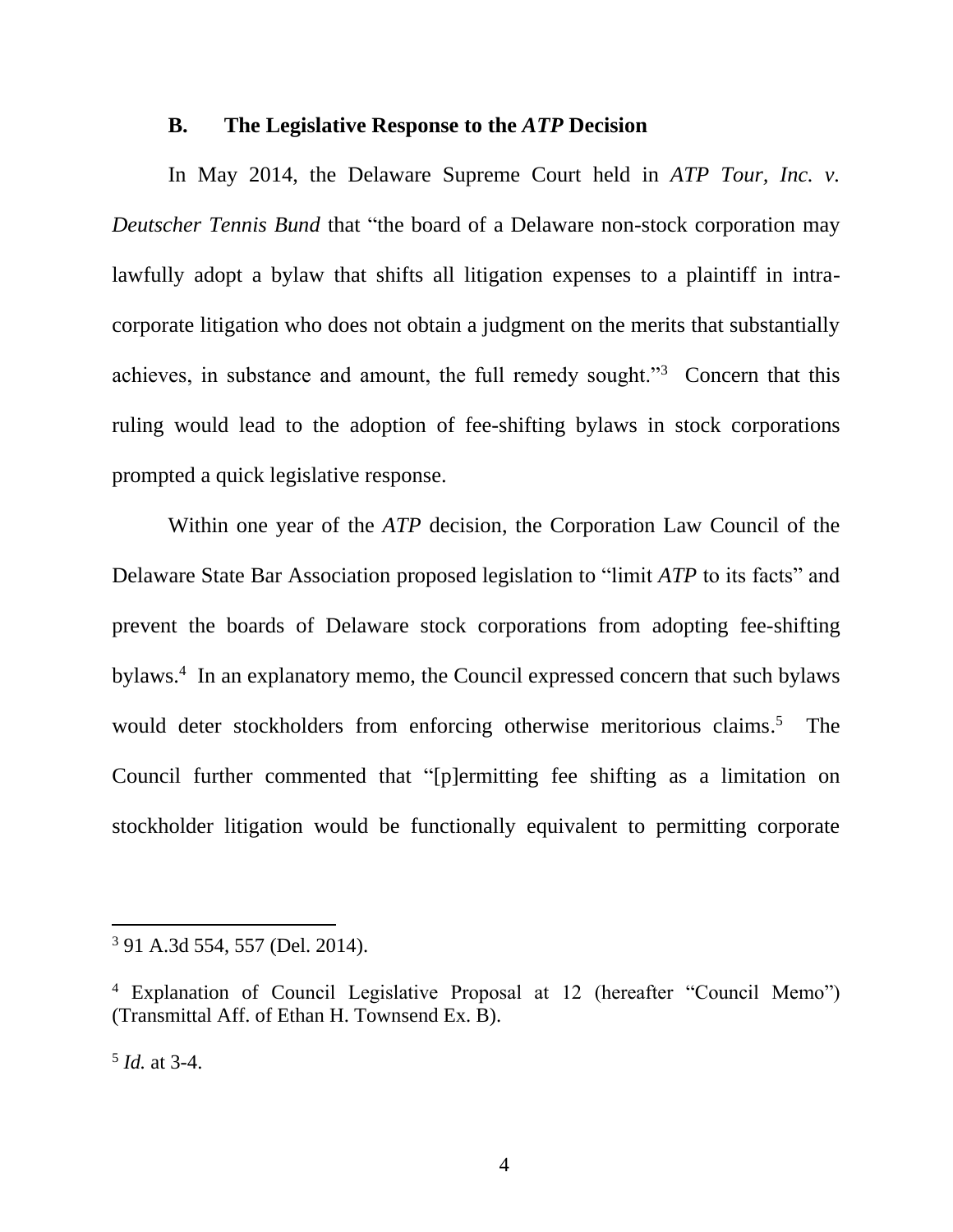### B. The Legislative Response to the *ATP* Decision

In May 2014, the Delaware Supreme Court held in *ATP Tour, Inc. v. Deutscher Tennis Bund* that "the board of a Delaware non-stock corporation may lawfully adopt a bylaw that shifts all litigation expenses to a plaintiff in intra-corporate litigation who does not obtain a judgment on the merits that substantially achieves, in substance and amount, the full remedy sought."[3] Concern that this ruling would lead to the adoption of fee-shifting bylaws in stock corporations prompted a quick legislative response.

Within one year of the *ATP* decision, the Corporation Law Council of the Delaware State Bar Association proposed legislation to "limit *ATP* to its facts" and prevent the boards of Delaware stock corporations from adopting fee-shifting bylaws.[4] In an explanatory memo, the Council expressed concern that such bylaws would deter stockholders from enforcing otherwise meritorious claims.[5] The Council further commented that "[p]ermitting fee shifting as a limitation on stockholder litigation would be functionally equivalent to permitting corporate

---

[3] 91 A.3d 554, 557 (Del. 2014).

[4] Explanation of Council Legislative Proposal at 12 (hereafter "Council Memo") (Transmittal Aff. of Ethan H. Townsend Ex. B).

[5] *Id.* at 3-4.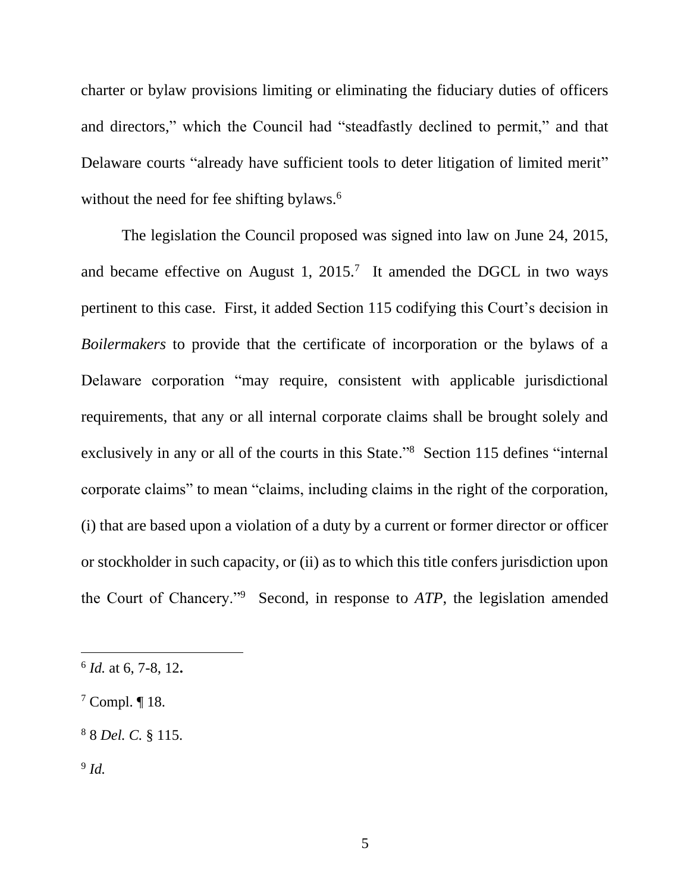charter or bylaw provisions limiting or eliminating the fiduciary duties of officers and directors," which the Council had "steadfastly declined to permit," and that Delaware courts "already have sufficient tools to deter litigation of limited merit" without the need for fee shifting bylaws.[6]

The legislation the Council proposed was signed into law on June 24, 2015, and became effective on August 1, 2015.[7] It amended the DGCL in two ways pertinent to this case. First, it added Section 115 codifying this Court's decision in *Boilermakers* to provide that the certificate of incorporation or the bylaws of a Delaware corporation "may require, consistent with applicable jurisdictional requirements, that any or all internal corporate claims shall be brought solely and exclusively in any or all of the courts in this State."[8] Section 115 defines "internal corporate claims" to mean "claims, including claims in the right of the corporation, (i) that are based upon a violation of a duty by a current or former director or officer or stockholder in such capacity, or (ii) as to which this title confers jurisdiction upon the Court of Chancery."[9] Second, in response to *ATP*, the legislation amended

---

[6] *Id.* at 6, 7-8, 12**.**

[7] Compl. ¶ 18.

[8] 8 *Del. C.* § 115.

[9] *Id.*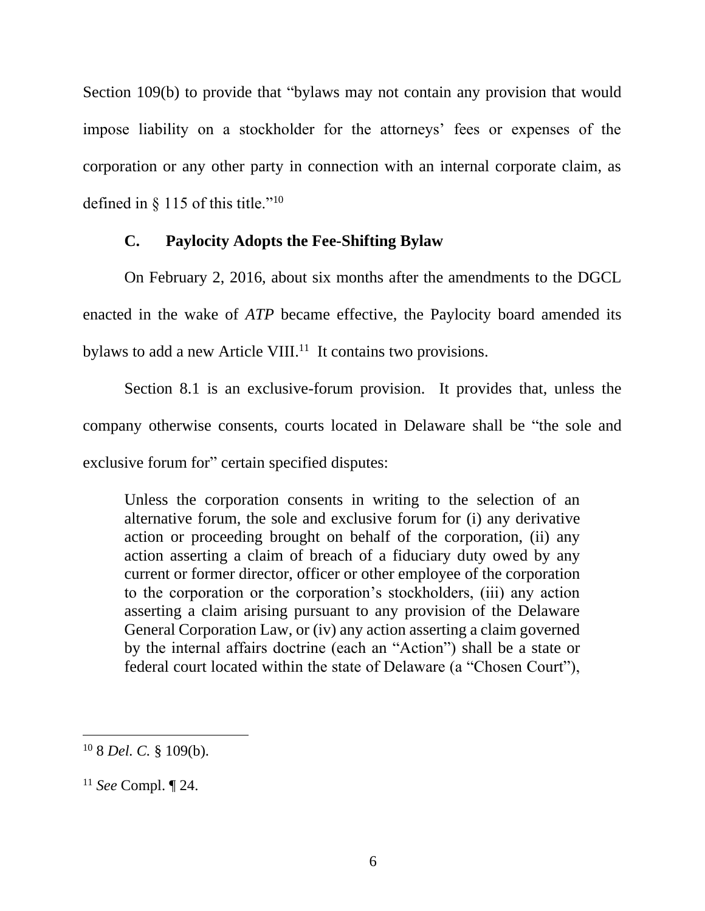Section 109(b) to provide that "bylaws may not contain any provision that would impose liability on a stockholder for the attorneys' fees or expenses of the corporation or any other party in connection with an internal corporate claim, as defined in § 115 of this title."[10]

### C. Paylocity Adopts the Fee-Shifting Bylaw

On February 2, 2016, about six months after the amendments to the DGCL enacted in the wake of *ATP* became effective, the Paylocity board amended its bylaws to add a new Article VIII.[11] It contains two provisions.

Section 8.1 is an exclusive-forum provision. It provides that, unless the company otherwise consents, courts located in Delaware shall be "the sole and exclusive forum for" certain specified disputes:

> Unless the corporation consents in writing to the selection of an alternative forum, the sole and exclusive forum for (i) any derivative action or proceeding brought on behalf of the corporation, (ii) any action asserting a claim of breach of a fiduciary duty owed by any current or former director, officer or other employee of the corporation to the corporation or the corporation's stockholders, (iii) any action asserting a claim arising pursuant to any provision of the Delaware General Corporation Law, or (iv) any action asserting a claim governed by the internal affairs doctrine (each an "Action") shall be a state or federal court located within the state of Delaware (a "Chosen Court"),

---

[10] 8 *Del. C.* § 109(b).

[11] *See* Compl. ¶ 24.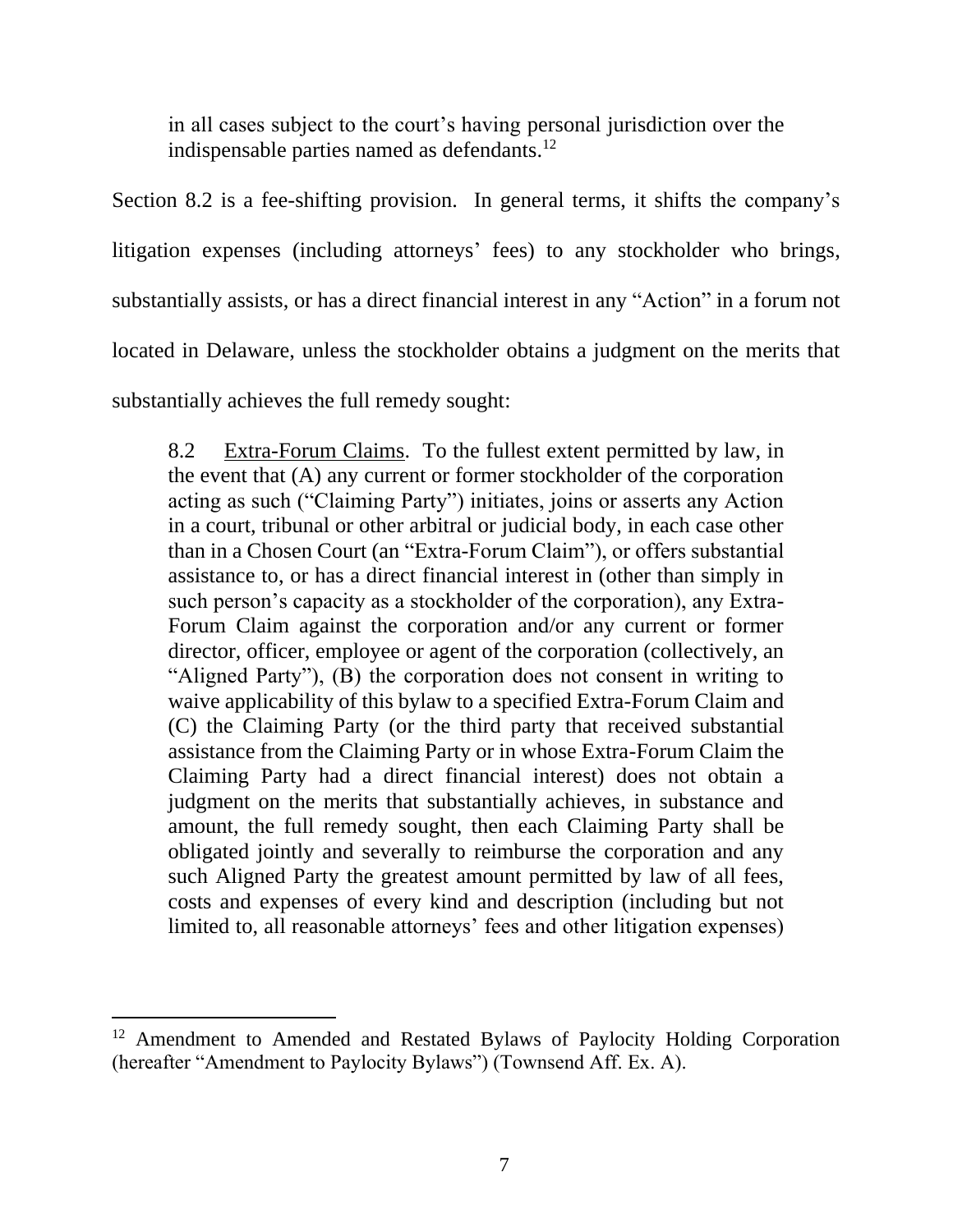> in all cases subject to the court's having personal jurisdiction over the indispensable parties named as defendants.[12]

Section 8.2 is a fee-shifting provision. In general terms, it shifts the company's litigation expenses (including attorneys' fees) to any stockholder who brings, substantially assists, or has a direct financial interest in any "Action" in a forum not located in Delaware, unless the stockholder obtains a judgment on the merits that substantially achieves the full remedy sought:

> 8.2 Extra-Forum Claims. To the fullest extent permitted by law, in the event that (A) any current or former stockholder of the corporation acting as such ("Claiming Party") initiates, joins or asserts any Action in a court, tribunal or other arbitral or judicial body, in each case other than in a Chosen Court (an "Extra-Forum Claim"), or offers substantial assistance to, or has a direct financial interest in (other than simply in such person's capacity as a stockholder of the corporation), any Extra-Forum Claim against the corporation and/or any current or former director, officer, employee or agent of the corporation (collectively, an "Aligned Party"), (B) the corporation does not consent in writing to waive applicability of this bylaw to a specified Extra-Forum Claim and (C) the Claiming Party (or the third party that received substantial assistance from the Claiming Party or in whose Extra-Forum Claim the Claiming Party had a direct financial interest) does not obtain a judgment on the merits that substantially achieves, in substance and amount, the full remedy sought, then each Claiming Party shall be obligated jointly and severally to reimburse the corporation and any such Aligned Party the greatest amount permitted by law of all fees, costs and expenses of every kind and description (including but not limited to, all reasonable attorneys' fees and other litigation expenses)

[12] Amendment to Amended and Restated Bylaws of Paylocity Holding Corporation (hereafter "Amendment to Paylocity Bylaws") (Townsend Aff. Ex. A).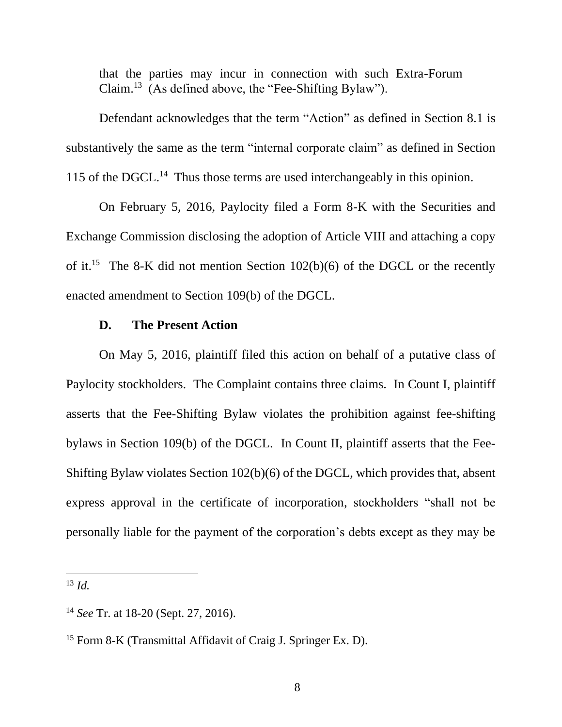that the parties may incur in connection with such Extra-Forum Claim.[13] (As defined above, the "Fee-Shifting Bylaw").

Defendant acknowledges that the term "Action" as defined in Section 8.1 is substantively the same as the term "internal corporate claim" as defined in Section 115 of the DGCL.[14] Thus those terms are used interchangeably in this opinion.

On February 5, 2016, Paylocity filed a Form 8-K with the Securities and Exchange Commission disclosing the adoption of Article VIII and attaching a copy of it.[15] The 8-K did not mention Section 102(b)(6) of the DGCL or the recently enacted amendment to Section 109(b) of the DGCL.

### D. The Present Action

On May 5, 2016, plaintiff filed this action on behalf of a putative class of Paylocity stockholders. The Complaint contains three claims. In Count I, plaintiff asserts that the Fee-Shifting Bylaw violates the prohibition against fee-shifting bylaws in Section 109(b) of the DGCL. In Count II, plaintiff asserts that the Fee-Shifting Bylaw violates Section 102(b)(6) of the DGCL, which provides that, absent express approval in the certificate of incorporation, stockholders "shall not be personally liable for the payment of the corporation's debts except as they may be

---

[13] *Id.*

[14] *See* Tr. at 18-20 (Sept. 27, 2016).

[15] Form 8-K (Transmittal Affidavit of Craig J. Springer Ex. D).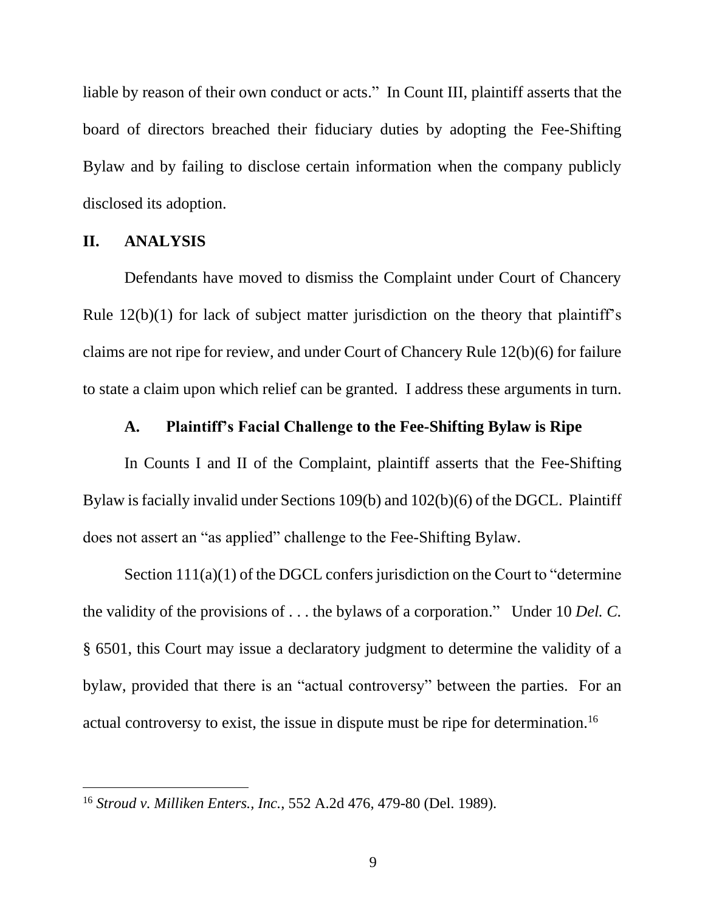liable by reason of their own conduct or acts." In Count III, plaintiff asserts that the board of directors breached their fiduciary duties by adopting the Fee-Shifting Bylaw and by failing to disclose certain information when the company publicly disclosed its adoption.

## II. ANALYSIS

Defendants have moved to dismiss the Complaint under Court of Chancery Rule 12(b)(1) for lack of subject matter jurisdiction on the theory that plaintiff's claims are not ripe for review, and under Court of Chancery Rule 12(b)(6) for failure to state a claim upon which relief can be granted. I address these arguments in turn.

### A. Plaintiff's Facial Challenge to the Fee-Shifting Bylaw is Ripe

In Counts I and II of the Complaint, plaintiff asserts that the Fee-Shifting Bylaw is facially invalid under Sections 109(b) and 102(b)(6) of the DGCL. Plaintiff does not assert an "as applied" challenge to the Fee-Shifting Bylaw.

Section 111(a)(1) of the DGCL confers jurisdiction on the Court to "determine the validity of the provisions of . . . the bylaws of a corporation." Under 10 *Del. C.* § 6501, this Court may issue a declaratory judgment to determine the validity of a bylaw, provided that there is an "actual controversy" between the parties. For an actual controversy to exist, the issue in dispute must be ripe for determination.[16]

---

[16] *Stroud v. Milliken Enters., Inc.*, 552 A.2d 476, 479-80 (Del. 1989).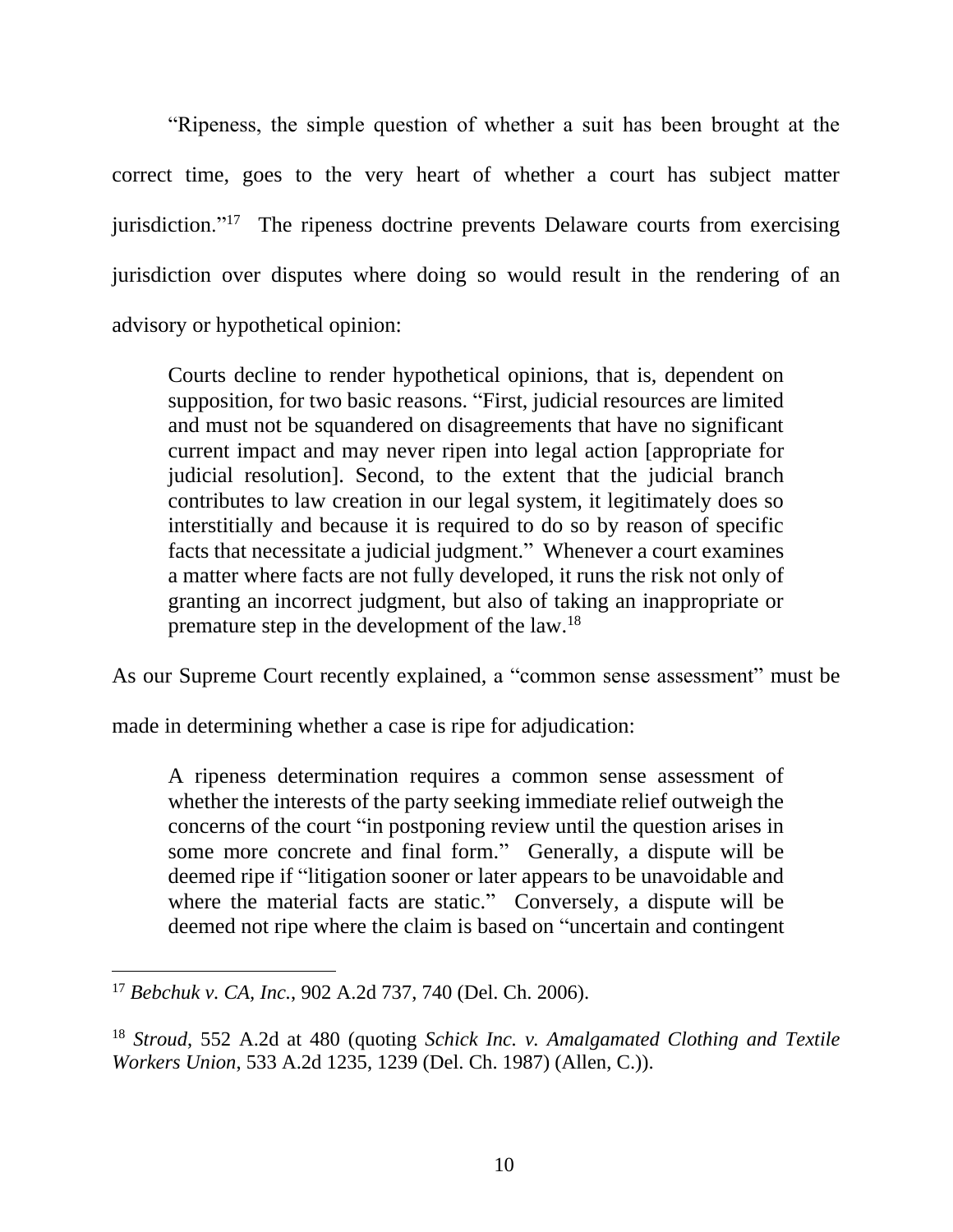"Ripeness, the simple question of whether a suit has been brought at the correct time, goes to the very heart of whether a court has subject matter jurisdiction."[17] The ripeness doctrine prevents Delaware courts from exercising jurisdiction over disputes where doing so would result in the rendering of an advisory or hypothetical opinion:

> Courts decline to render hypothetical opinions, that is, dependent on supposition, for two basic reasons. "First, judicial resources are limited and must not be squandered on disagreements that have no significant current impact and may never ripen into legal action [appropriate for judicial resolution]. Second, to the extent that the judicial branch contributes to law creation in our legal system, it legitimately does so interstitially and because it is required to do so by reason of specific facts that necessitate a judicial judgment." Whenever a court examines a matter where facts are not fully developed, it runs the risk not only of granting an incorrect judgment, but also of taking an inappropriate or premature step in the development of the law.[18]

As our Supreme Court recently explained, a "common sense assessment" must be made in determining whether a case is ripe for adjudication:

> A ripeness determination requires a common sense assessment of whether the interests of the party seeking immediate relief outweigh the concerns of the court "in postponing review until the question arises in some more concrete and final form." Generally, a dispute will be deemed ripe if "litigation sooner or later appears to be unavoidable and where the material facts are static." Conversely, a dispute will be deemed not ripe where the claim is based on "uncertain and contingent

---

[17] *Bebchuk v. CA, Inc.*, 902 A.2d 737, 740 (Del. Ch. 2006).

[18] *Stroud*, 552 A.2d at 480 (quoting *Schick Inc. v. Amalgamated Clothing and Textile Workers Union*, 533 A.2d 1235, 1239 (Del. Ch. 1987) (Allen, C.)).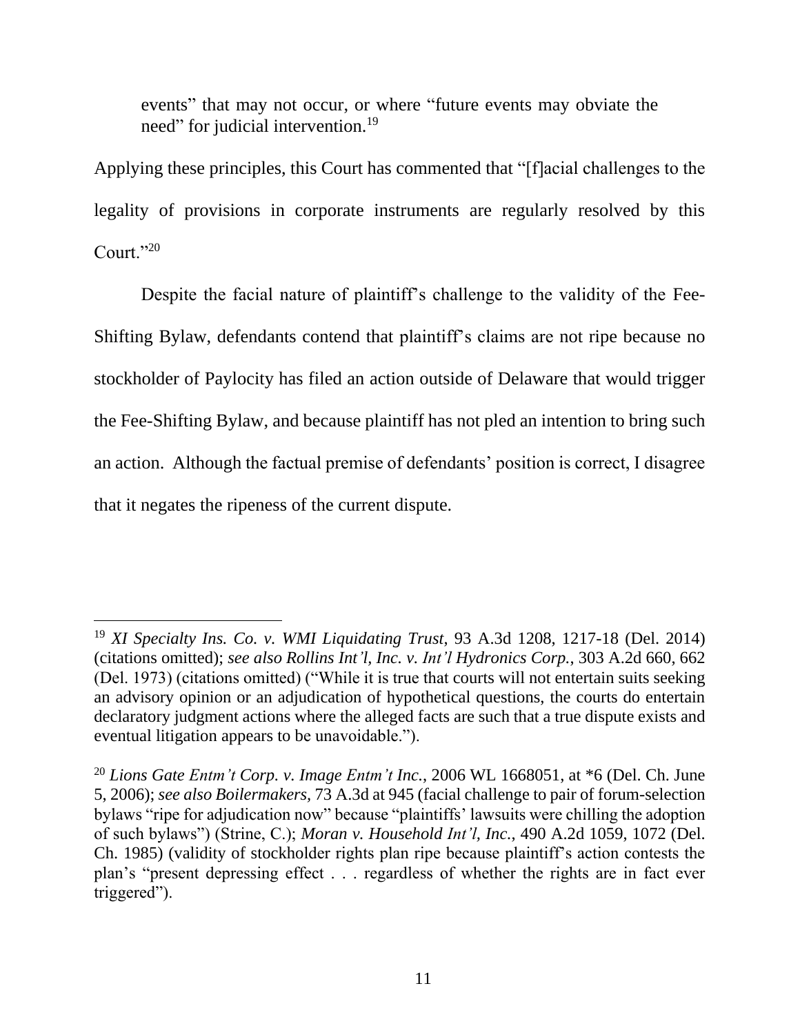events" that may not occur, or where "future events may obviate the need" for judicial intervention.[19]

Applying these principles, this Court has commented that "[f]acial challenges to the legality of provisions in corporate instruments are regularly resolved by this Court."[20]

Despite the facial nature of plaintiff's challenge to the validity of the Fee-Shifting Bylaw, defendants contend that plaintiff's claims are not ripe because no stockholder of Paylocity has filed an action outside of Delaware that would trigger the Fee-Shifting Bylaw, and because plaintiff has not pled an intention to bring such an action. Although the factual premise of defendants' position is correct, I disagree that it negates the ripeness of the current dispute.

---

[19] *XI Specialty Ins. Co. v. WMI Liquidating Trust*, 93 A.3d 1208, 1217-18 (Del. 2014) (citations omitted); *see also Rollins Int'l, Inc. v. Int'l Hydronics Corp.*, 303 A.2d 660, 662 (Del. 1973) (citations omitted) ("While it is true that courts will not entertain suits seeking an advisory opinion or an adjudication of hypothetical questions, the courts do entertain declaratory judgment actions where the alleged facts are such that a true dispute exists and eventual litigation appears to be unavoidable.").

[20] *Lions Gate Entm't Corp. v. Image Entm't Inc.*, 2006 WL 1668051, at *6 (Del. Ch. June 5, 2006); *see also Boilermakers*, 73 A.3d at 945 (facial challenge to pair of forum-selection bylaws "ripe for adjudication now" because "plaintiffs' lawsuits were chilling the adoption of such bylaws") (Strine, C.); *Moran v. Household Int'l, Inc.*, 490 A.2d 1059, 1072 (Del. Ch. 1985) (validity of stockholder rights plan ripe because plaintiff's action contests the plan's "present depressing effect . . . regardless of whether the rights are in fact ever triggered").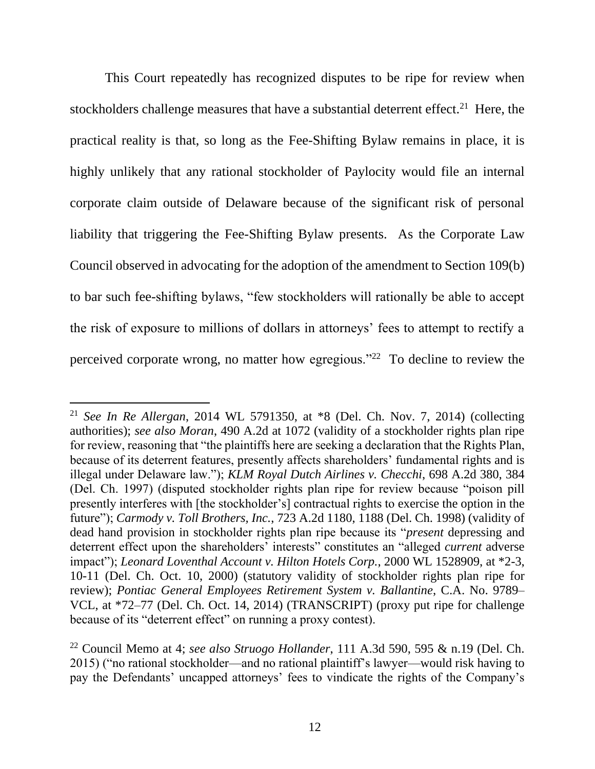This Court repeatedly has recognized disputes to be ripe for review when stockholders challenge measures that have a substantial deterrent effect.[21] Here, the practical reality is that, so long as the Fee-Shifting Bylaw remains in place, it is highly unlikely that any rational stockholder of Paylocity would file an internal corporate claim outside of Delaware because of the significant risk of personal liability that triggering the Fee-Shifting Bylaw presents. As the Corporate Law Council observed in advocating for the adoption of the amendment to Section 109(b) to bar such fee-shifting bylaws, "few stockholders will rationally be able to accept the risk of exposure to millions of dollars in attorneys' fees to attempt to rectify a perceived corporate wrong, no matter how egregious."[22] To decline to review the

---

[21] *See In Re Allergan*, 2014 WL 5791350, at *8 (Del. Ch. Nov. 7, 2014) (collecting authorities); *see also Moran*, 490 A.2d at 1072 (validity of a stockholder rights plan ripe for review, reasoning that "the plaintiffs here are seeking a declaration that the Rights Plan, because of its deterrent features, presently affects shareholders' fundamental rights and is illegal under Delaware law."); *KLM Royal Dutch Airlines v. Checchi*, 698 A.2d 380, 384 (Del. Ch. 1997) (disputed stockholder rights plan ripe for review because "poison pill presently interferes with [the stockholder's] contractual rights to exercise the option in the future"); *Carmody v. Toll Brothers, Inc.*, 723 A.2d 1180, 1188 (Del. Ch. 1998) (validity of dead hand provision in stockholder rights plan ripe because its "*present* depressing and deterrent effect upon the shareholders' interests" constitutes an "alleged *current* adverse impact"); *Leonard Loventhal Account v. Hilton Hotels Corp.*, 2000 WL 1528909, at *2-3, 10-11 (Del. Ch. Oct. 10, 2000) (statutory validity of stockholder rights plan ripe for review); *Pontiac General Employees Retirement System v. Ballantine*, C.A. No. 9789–VCL, at *72–77 (Del. Ch. Oct. 14, 2014) (TRANSCRIPT) (proxy put ripe for challenge because of its "deterrent effect" on running a proxy contest).

[22] Council Memo at 4; *see also Struogo Hollander*, 111 A.3d 590, 595 & n.19 (Del. Ch. 2015) ("no rational stockholder—and no rational plaintiff's lawyer—would risk having to pay the Defendants' uncapped attorneys' fees to vindicate the rights of the Company's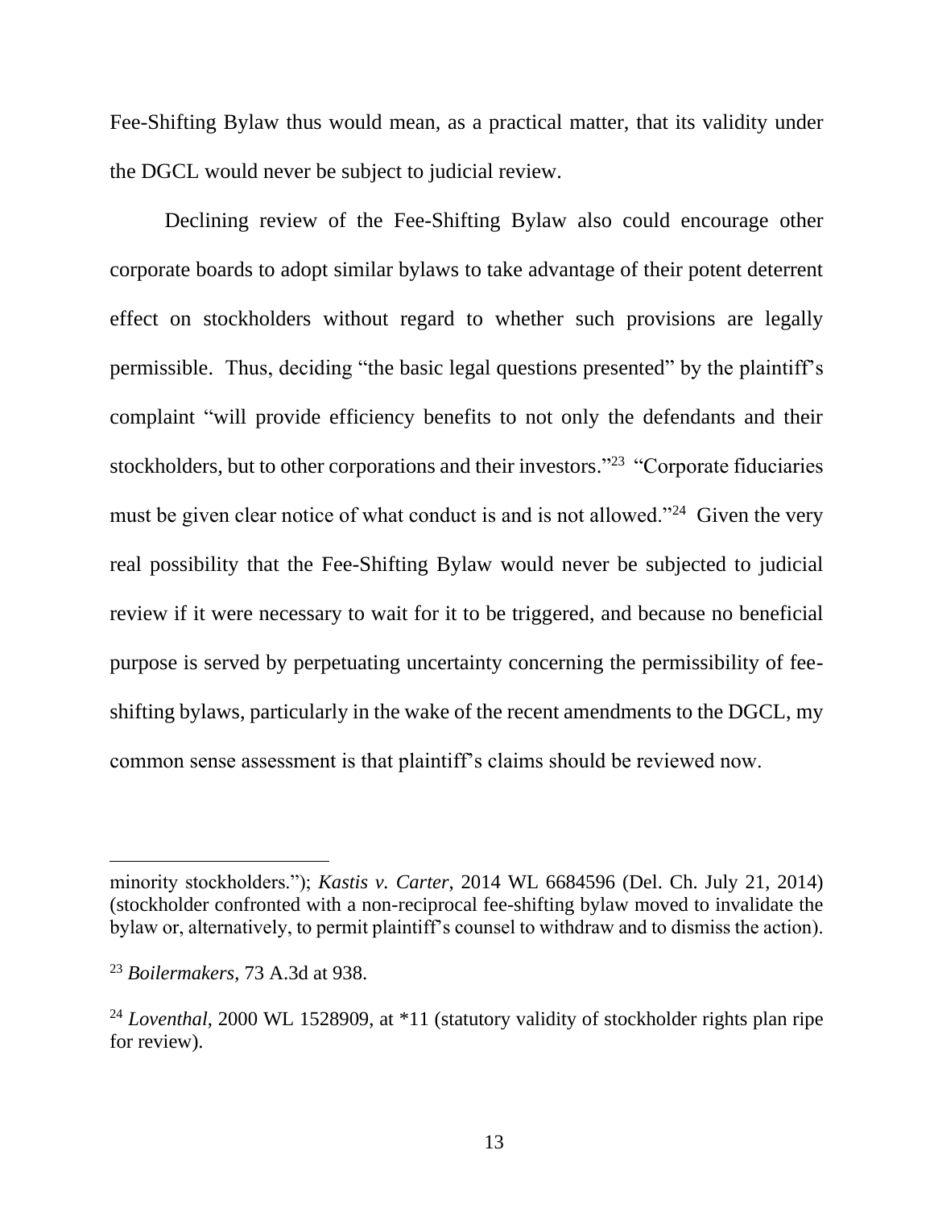Fee-Shifting Bylaw thus would mean, as a practical matter, that its validity under the DGCL would never be subject to judicial review.

Declining review of the Fee-Shifting Bylaw also could encourage other corporate boards to adopt similar bylaws to take advantage of their potent deterrent effect on stockholders without regard to whether such provisions are legally permissible. Thus, deciding "the basic legal questions presented" by the plaintiff's complaint "will provide efficiency benefits to not only the defendants and their stockholders, but to other corporations and their investors."[23] "Corporate fiduciaries must be given clear notice of what conduct is and is not allowed."[24] Given the very real possibility that the Fee-Shifting Bylaw would never be subjected to judicial review if it were necessary to wait for it to be triggered, and because no beneficial purpose is served by perpetuating uncertainty concerning the permissibility of fee-shifting bylaws, particularly in the wake of the recent amendments to the DGCL, my common sense assessment is that plaintiff's claims should be reviewed now.

---

minority stockholders."); *Kastis v. Carter*, 2014 WL 6684596 (Del. Ch. July 21, 2014) (stockholder confronted with a non-reciprocal fee-shifting bylaw moved to invalidate the bylaw or, alternatively, to permit plaintiff's counsel to withdraw and to dismiss the action).

[23] *Boilermakers*, 73 A.3d at 938.

[24] *Loventhal*, 2000 WL 1528909, at *11 (statutory validity of stockholder rights plan ripe for review).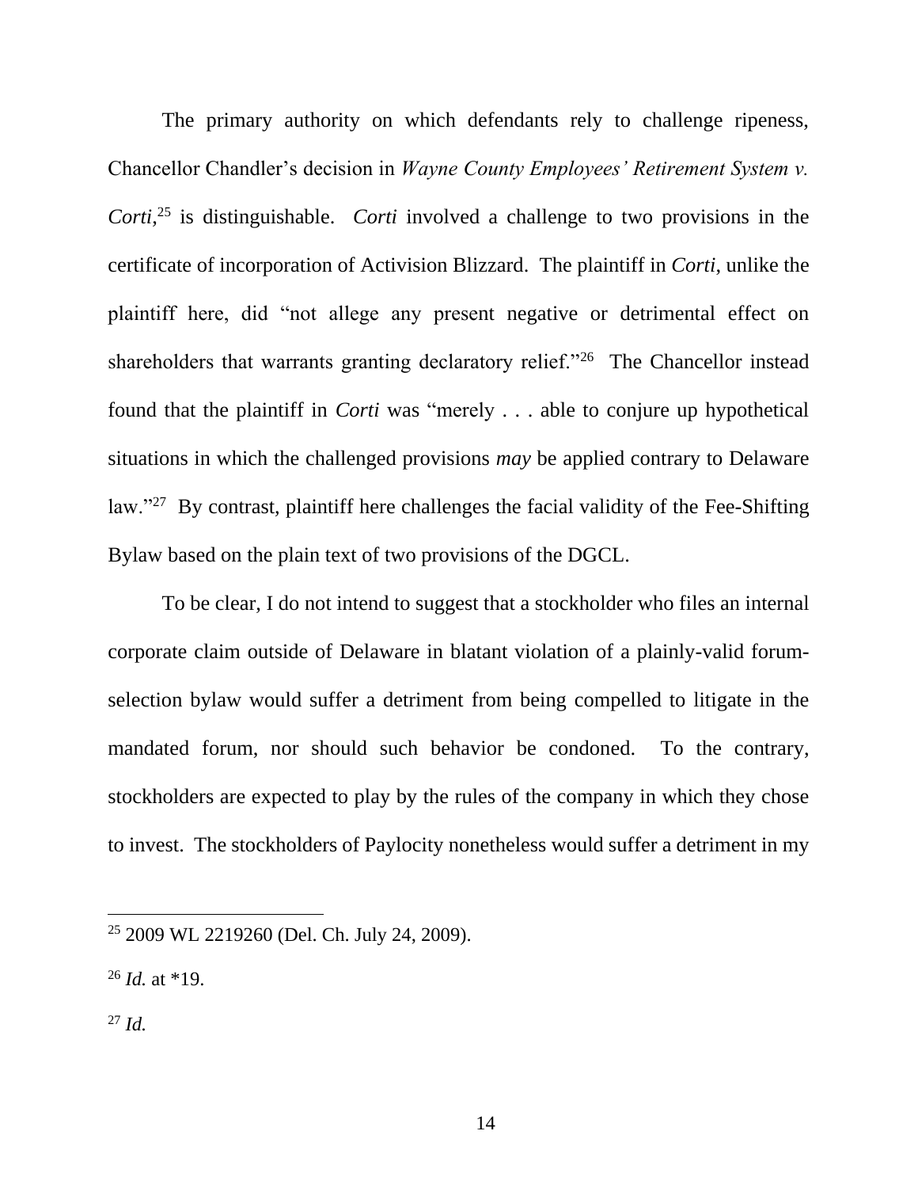The primary authority on which defendants rely to challenge ripeness, Chancellor Chandler's decision in *Wayne County Employees' Retirement System v. Corti*,[25] is distinguishable. *Corti* involved a challenge to two provisions in the certificate of incorporation of Activision Blizzard. The plaintiff in *Corti*, unlike the plaintiff here, did "not allege any present negative or detrimental effect on shareholders that warrants granting declaratory relief."[26] The Chancellor instead found that the plaintiff in *Corti* was "merely . . . able to conjure up hypothetical situations in which the challenged provisions *may* be applied contrary to Delaware law."[27] By contrast, plaintiff here challenges the facial validity of the Fee-Shifting Bylaw based on the plain text of two provisions of the DGCL.

To be clear, I do not intend to suggest that a stockholder who files an internal corporate claim outside of Delaware in blatant violation of a plainly-valid forum-selection bylaw would suffer a detriment from being compelled to litigate in the mandated forum, nor should such behavior be condoned. To the contrary, stockholders are expected to play by the rules of the company in which they chose to invest. The stockholders of Paylocity nonetheless would suffer a detriment in my

---

[25] 2009 WL 2219260 (Del. Ch. July 24, 2009).

[26] *Id.* at *19.

[27] *Id.*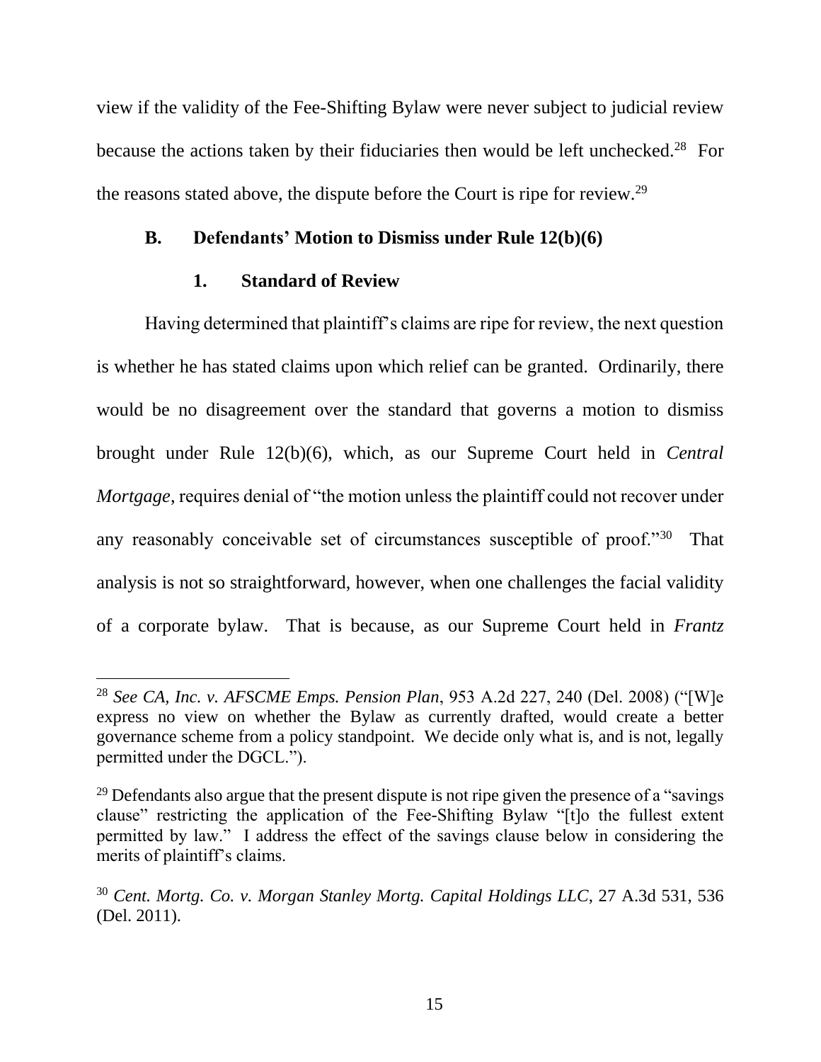view if the validity of the Fee-Shifting Bylaw were never subject to judicial review because the actions taken by their fiduciaries then would be left unchecked.[28] For the reasons stated above, the dispute before the Court is ripe for review.[29]

### B. Defendants' Motion to Dismiss under Rule 12(b)(6)

#### 1. Standard of Review

Having determined that plaintiff's claims are ripe for review, the next question is whether he has stated claims upon which relief can be granted. Ordinarily, there would be no disagreement over the standard that governs a motion to dismiss brought under Rule 12(b)(6), which, as our Supreme Court held in *Central Mortgage*, requires denial of "the motion unless the plaintiff could not recover under any reasonably conceivable set of circumstances susceptible of proof."[30] That analysis is not so straightforward, however, when one challenges the facial validity of a corporate bylaw. That is because, as our Supreme Court held in *Frantz*

---

[28] *See CA, Inc. v. AFSCME Emps. Pension Plan*, 953 A.2d 227, 240 (Del. 2008) ("[W]e express no view on whether the Bylaw as currently drafted, would create a better governance scheme from a policy standpoint. We decide only what is, and is not, legally permitted under the DGCL.").

[29] Defendants also argue that the present dispute is not ripe given the presence of a "savings clause" restricting the application of the Fee-Shifting Bylaw "[t]o the fullest extent permitted by law." I address the effect of the savings clause below in considering the merits of plaintiff's claims.

[30] *Cent. Mortg. Co. v. Morgan Stanley Mortg. Capital Holdings LLC*, 27 A.3d 531, 536 (Del. 2011).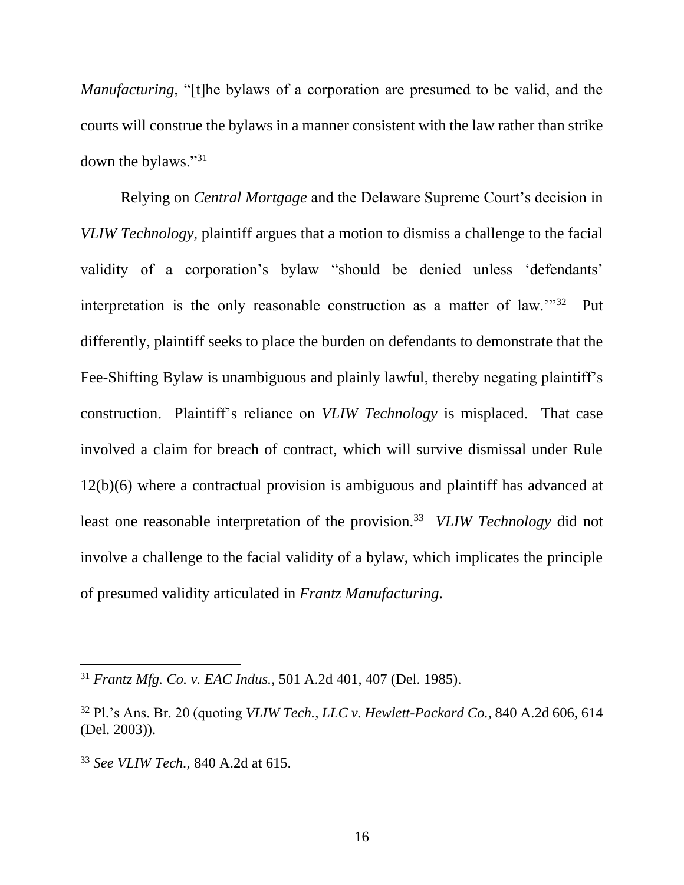*Manufacturing*, "[t]he bylaws of a corporation are presumed to be valid, and the courts will construe the bylaws in a manner consistent with the law rather than strike down the bylaws."[31]

Relying on *Central Mortgage* and the Delaware Supreme Court's decision in *VLIW Technology*, plaintiff argues that a motion to dismiss a challenge to the facial validity of a corporation's bylaw "should be denied unless 'defendants' interpretation is the only reasonable construction as a matter of law.'"[32] Put differently, plaintiff seeks to place the burden on defendants to demonstrate that the Fee-Shifting Bylaw is unambiguous and plainly lawful, thereby negating plaintiff's construction. Plaintiff's reliance on *VLIW Technology* is misplaced. That case involved a claim for breach of contract, which will survive dismissal under Rule 12(b)(6) where a contractual provision is ambiguous and plaintiff has advanced at least one reasonable interpretation of the provision.[33] *VLIW Technology* did not involve a challenge to the facial validity of a bylaw, which implicates the principle of presumed validity articulated in *Frantz Manufacturing*.

---

[31] *Frantz Mfg. Co. v. EAC Indus.*, 501 A.2d 401, 407 (Del. 1985).

[32] Pl.'s Ans. Br. 20 (quoting *VLIW Tech., LLC v. Hewlett-Packard Co.*, 840 A.2d 606, 614 (Del. 2003)).

[33] *See VLIW Tech.,* 840 A.2d at 615.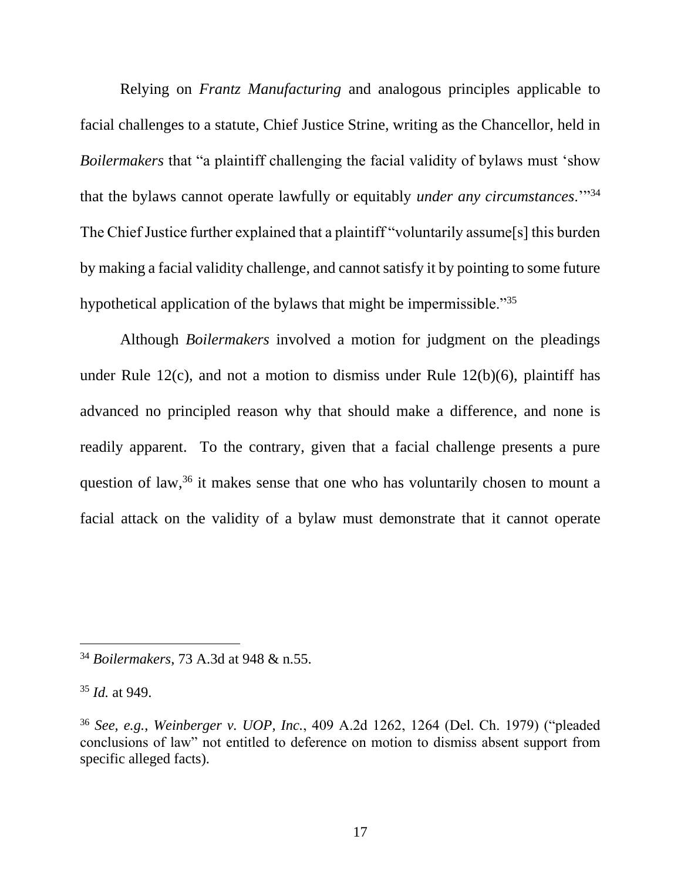Relying on *Frantz Manufacturing* and analogous principles applicable to facial challenges to a statute, Chief Justice Strine, writing as the Chancellor, held in *Boilermakers* that "a plaintiff challenging the facial validity of bylaws must 'show that the bylaws cannot operate lawfully or equitably *under any circumstances*.'"[34] The Chief Justice further explained that a plaintiff "voluntarily assume[s] this burden by making a facial validity challenge, and cannot satisfy it by pointing to some future hypothetical application of the bylaws that might be impermissible."[35]

Although *Boilermakers* involved a motion for judgment on the pleadings under Rule 12(c), and not a motion to dismiss under Rule 12(b)(6), plaintiff has advanced no principled reason why that should make a difference, and none is readily apparent. To the contrary, given that a facial challenge presents a pure question of law,[36] it makes sense that one who has voluntarily chosen to mount a facial attack on the validity of a bylaw must demonstrate that it cannot operate

---

[34] *Boilermakers*, 73 A.3d at 948 & n.55.

[35] *Id.* at 949.

[36] *See, e.g.*, *Weinberger v. UOP, Inc.*, 409 A.2d 1262, 1264 (Del. Ch. 1979) ("pleaded conclusions of law" not entitled to deference on motion to dismiss absent support from specific alleged facts).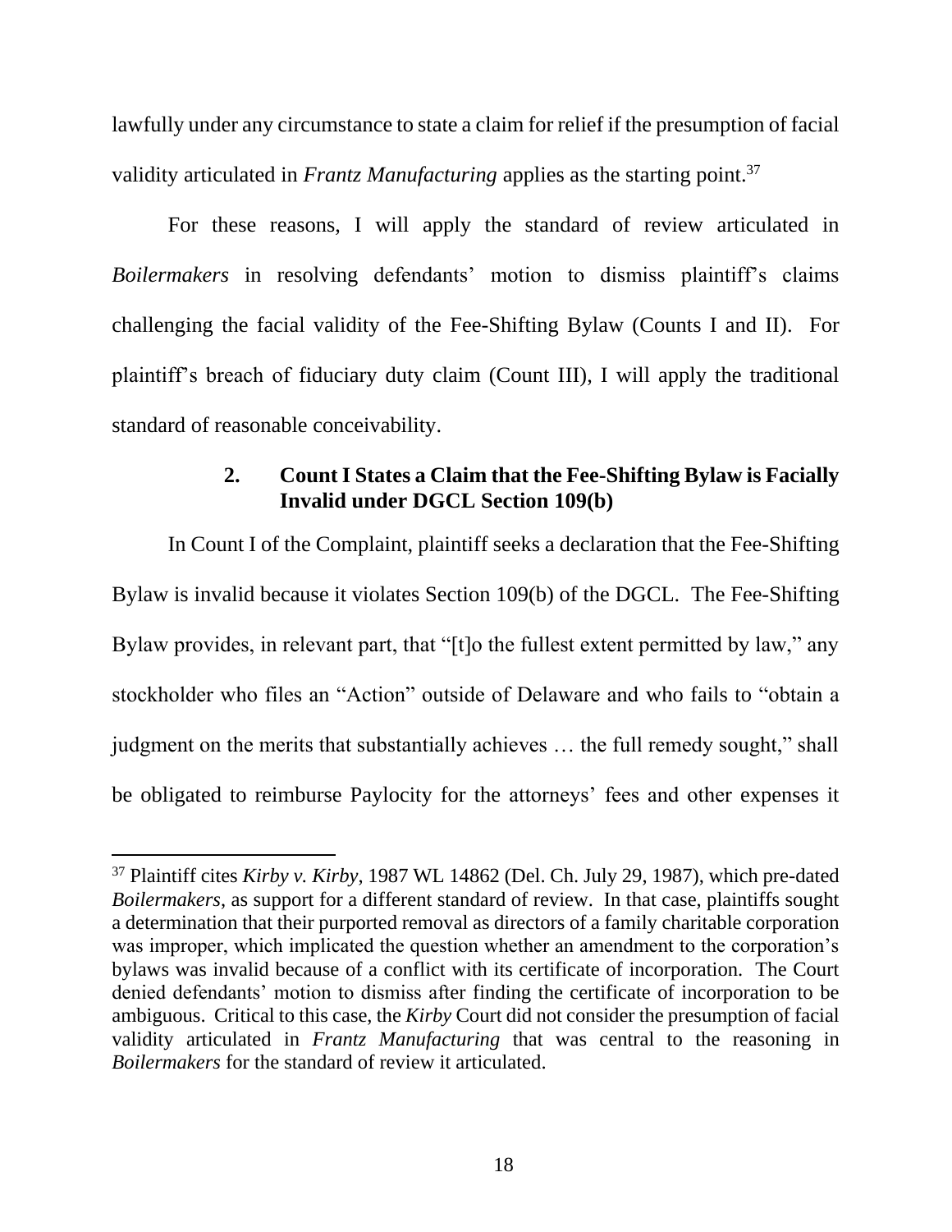lawfully under any circumstance to state a claim for relief if the presumption of facial validity articulated in *Frantz Manufacturing* applies as the starting point.[37]

For these reasons, I will apply the standard of review articulated in *Boilermakers* in resolving defendants' motion to dismiss plaintiff's claims challenging the facial validity of the Fee-Shifting Bylaw (Counts I and II). For plaintiff's breach of fiduciary duty claim (Count III), I will apply the traditional standard of reasonable conceivability.

### 2. Count I States a Claim that the Fee-Shifting Bylaw is Facially Invalid under DGCL Section 109(b)

In Count I of the Complaint, plaintiff seeks a declaration that the Fee-Shifting Bylaw is invalid because it violates Section 109(b) of the DGCL. The Fee-Shifting Bylaw provides, in relevant part, that "[t]o the fullest extent permitted by law," any stockholder who files an "Action" outside of Delaware and who fails to "obtain a judgment on the merits that substantially achieves … the full remedy sought," shall be obligated to reimburse Paylocity for the attorneys' fees and other expenses it

---

[37] Plaintiff cites *Kirby v. Kirby*, 1987 WL 14862 (Del. Ch. July 29, 1987), which pre-dated *Boilermakers*, as support for a different standard of review. In that case, plaintiffs sought a determination that their purported removal as directors of a family charitable corporation was improper, which implicated the question whether an amendment to the corporation's bylaws was invalid because of a conflict with its certificate of incorporation. The Court denied defendants' motion to dismiss after finding the certificate of incorporation to be ambiguous. Critical to this case, the *Kirby* Court did not consider the presumption of facial validity articulated in *Frantz Manufacturing* that was central to the reasoning in *Boilermakers* for the standard of review it articulated.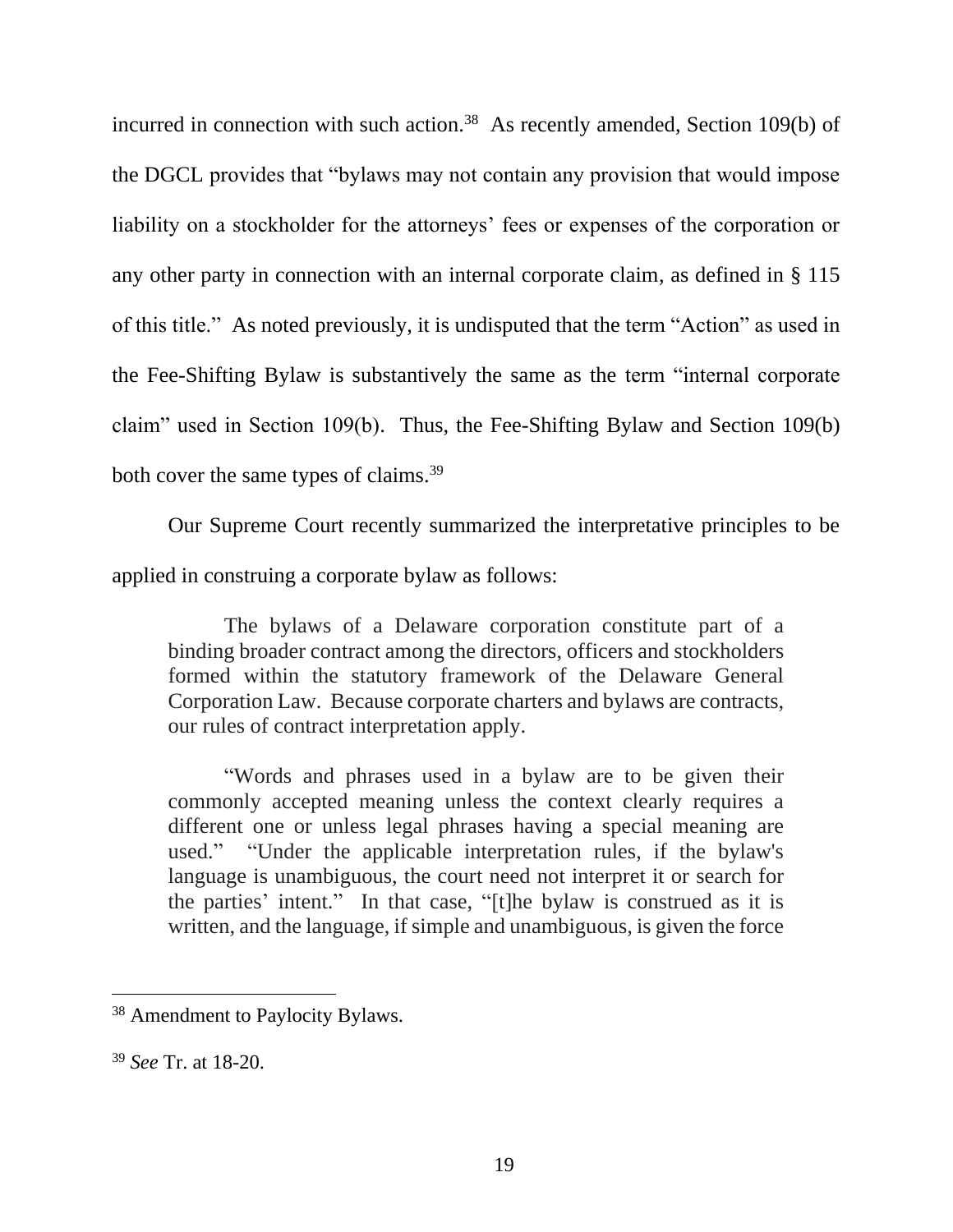incurred in connection with such action.[38] As recently amended, Section 109(b) of the DGCL provides that "bylaws may not contain any provision that would impose liability on a stockholder for the attorneys' fees or expenses of the corporation or any other party in connection with an internal corporate claim, as defined in § 115 of this title." As noted previously, it is undisputed that the term "Action" as used in the Fee-Shifting Bylaw is substantively the same as the term "internal corporate claim" used in Section 109(b). Thus, the Fee-Shifting Bylaw and Section 109(b) both cover the same types of claims.[39]

Our Supreme Court recently summarized the interpretative principles to be applied in construing a corporate bylaw as follows:

> The bylaws of a Delaware corporation constitute part of a binding broader contract among the directors, officers and stockholders formed within the statutory framework of the Delaware General Corporation Law. Because corporate charters and bylaws are contracts, our rules of contract interpretation apply.
>
> "Words and phrases used in a bylaw are to be given their commonly accepted meaning unless the context clearly requires a different one or unless legal phrases having a special meaning are used." "Under the applicable interpretation rules, if the bylaw's language is unambiguous, the court need not interpret it or search for the parties' intent." In that case, "[t]he bylaw is construed as it is written, and the language, if simple and unambiguous, is given the force

---

[38] Amendment to Paylocity Bylaws.

[39] *See* Tr. at 18-20.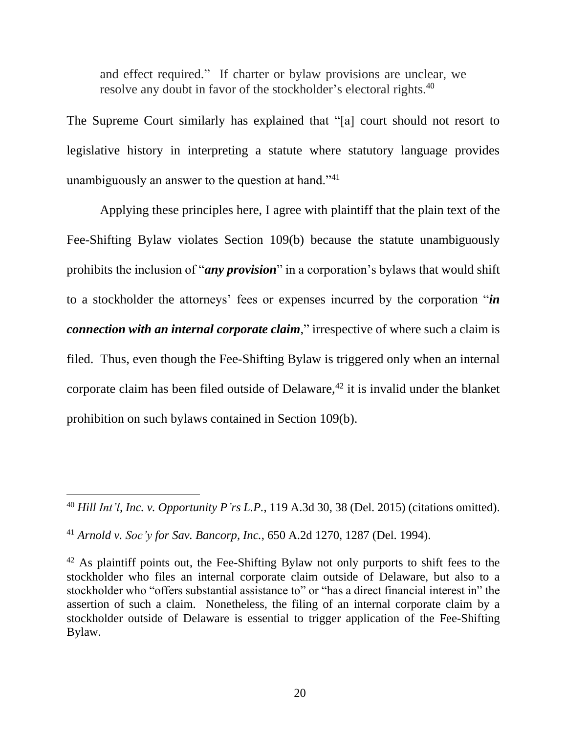> and effect required." If charter or bylaw provisions are unclear, we resolve any doubt in favor of the stockholder's electoral rights.[40]

The Supreme Court similarly has explained that "[a] court should not resort to legislative history in interpreting a statute where statutory language provides unambiguously an answer to the question at hand."[41]

Applying these principles here, I agree with plaintiff that the plain text of the Fee-Shifting Bylaw violates Section 109(b) because the statute unambiguously prohibits the inclusion of "***any provision***" in a corporation's bylaws that would shift to a stockholder the attorneys' fees or expenses incurred by the corporation "***in connection with an internal corporate claim***," irrespective of where such a claim is filed. Thus, even though the Fee-Shifting Bylaw is triggered only when an internal corporate claim has been filed outside of Delaware,[42] it is invalid under the blanket prohibition on such bylaws contained in Section 109(b).

---

[40] *Hill Int'l, Inc. v. Opportunity P'rs L.P.*, 119 A.3d 30, 38 (Del. 2015) (citations omitted).

[41] *Arnold v. Soc'y for Sav. Bancorp, Inc.*, 650 A.2d 1270, 1287 (Del. 1994).

[42] As plaintiff points out, the Fee-Shifting Bylaw not only purports to shift fees to the stockholder who files an internal corporate claim outside of Delaware, but also to a stockholder who "offers substantial assistance to" or "has a direct financial interest in" the assertion of such a claim. Nonetheless, the filing of an internal corporate claim by a stockholder outside of Delaware is essential to trigger application of the Fee-Shifting Bylaw.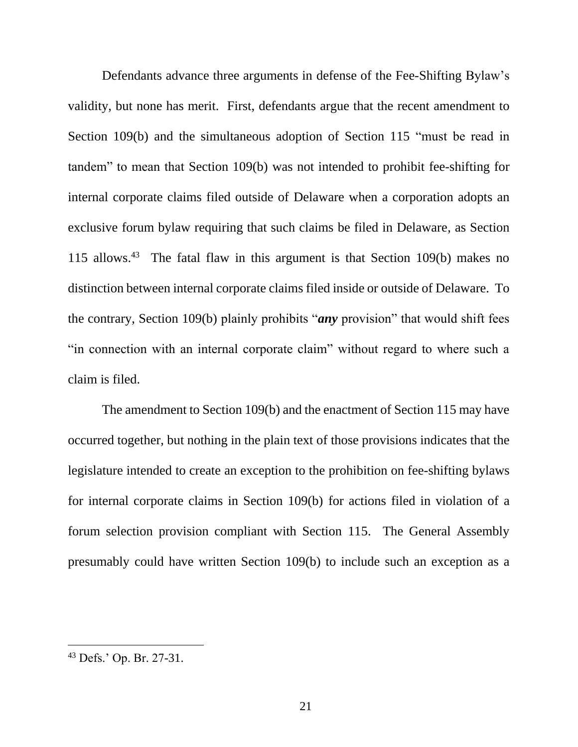Defendants advance three arguments in defense of the Fee-Shifting Bylaw's validity, but none has merit. First, defendants argue that the recent amendment to Section 109(b) and the simultaneous adoption of Section 115 "must be read in tandem" to mean that Section 109(b) was not intended to prohibit fee-shifting for internal corporate claims filed outside of Delaware when a corporation adopts an exclusive forum bylaw requiring that such claims be filed in Delaware, as Section 115 allows.[43] The fatal flaw in this argument is that Section 109(b) makes no distinction between internal corporate claims filed inside or outside of Delaware. To the contrary, Section 109(b) plainly prohibits "***any*** provision" that would shift fees "in connection with an internal corporate claim" without regard to where such a claim is filed.

The amendment to Section 109(b) and the enactment of Section 115 may have occurred together, but nothing in the plain text of those provisions indicates that the legislature intended to create an exception to the prohibition on fee-shifting bylaws for internal corporate claims in Section 109(b) for actions filed in violation of a forum selection provision compliant with Section 115. The General Assembly presumably could have written Section 109(b) to include such an exception as a

[43] Defs.' Op. Br. 27-31.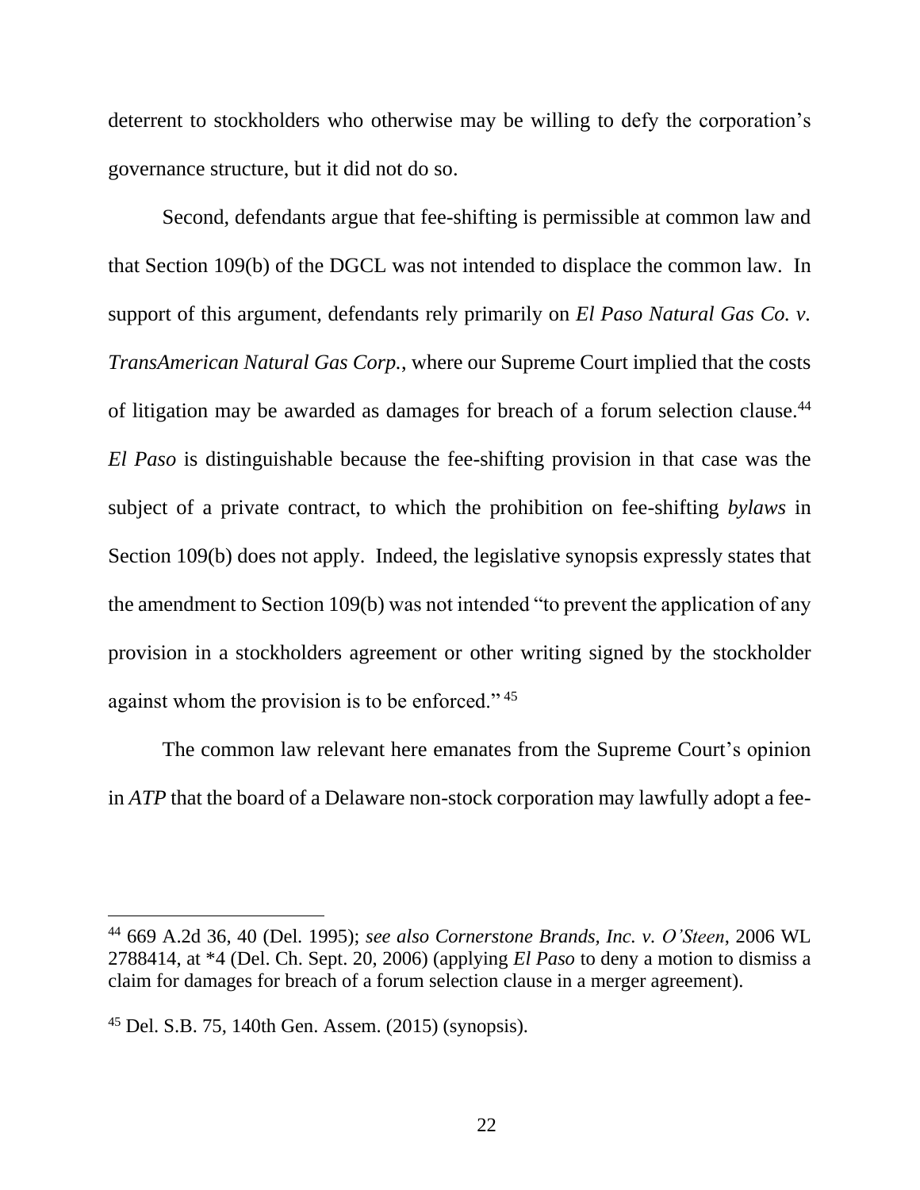deterrent to stockholders who otherwise may be willing to defy the corporation's governance structure, but it did not do so.

Second, defendants argue that fee-shifting is permissible at common law and that Section 109(b) of the DGCL was not intended to displace the common law. In support of this argument, defendants rely primarily on *El Paso Natural Gas Co. v. TransAmerican Natural Gas Corp.*, where our Supreme Court implied that the costs of litigation may be awarded as damages for breach of a forum selection clause.[44] *El Paso* is distinguishable because the fee-shifting provision in that case was the subject of a private contract, to which the prohibition on fee-shifting *bylaws* in Section 109(b) does not apply. Indeed, the legislative synopsis expressly states that the amendment to Section 109(b) was not intended "to prevent the application of any provision in a stockholders agreement or other writing signed by the stockholder against whom the provision is to be enforced." [45]

The common law relevant here emanates from the Supreme Court's opinion in *ATP* that the board of a Delaware non-stock corporation may lawfully adopt a fee-

---

[44] 669 A.2d 36, 40 (Del. 1995); *see also Cornerstone Brands, Inc. v. O'Steen*, 2006 WL 2788414, at *4 (Del. Ch. Sept. 20, 2006) (applying *El Paso* to deny a motion to dismiss a claim for damages for breach of a forum selection clause in a merger agreement).

[45] Del. S.B. 75, 140th Gen. Assem. (2015) (synopsis).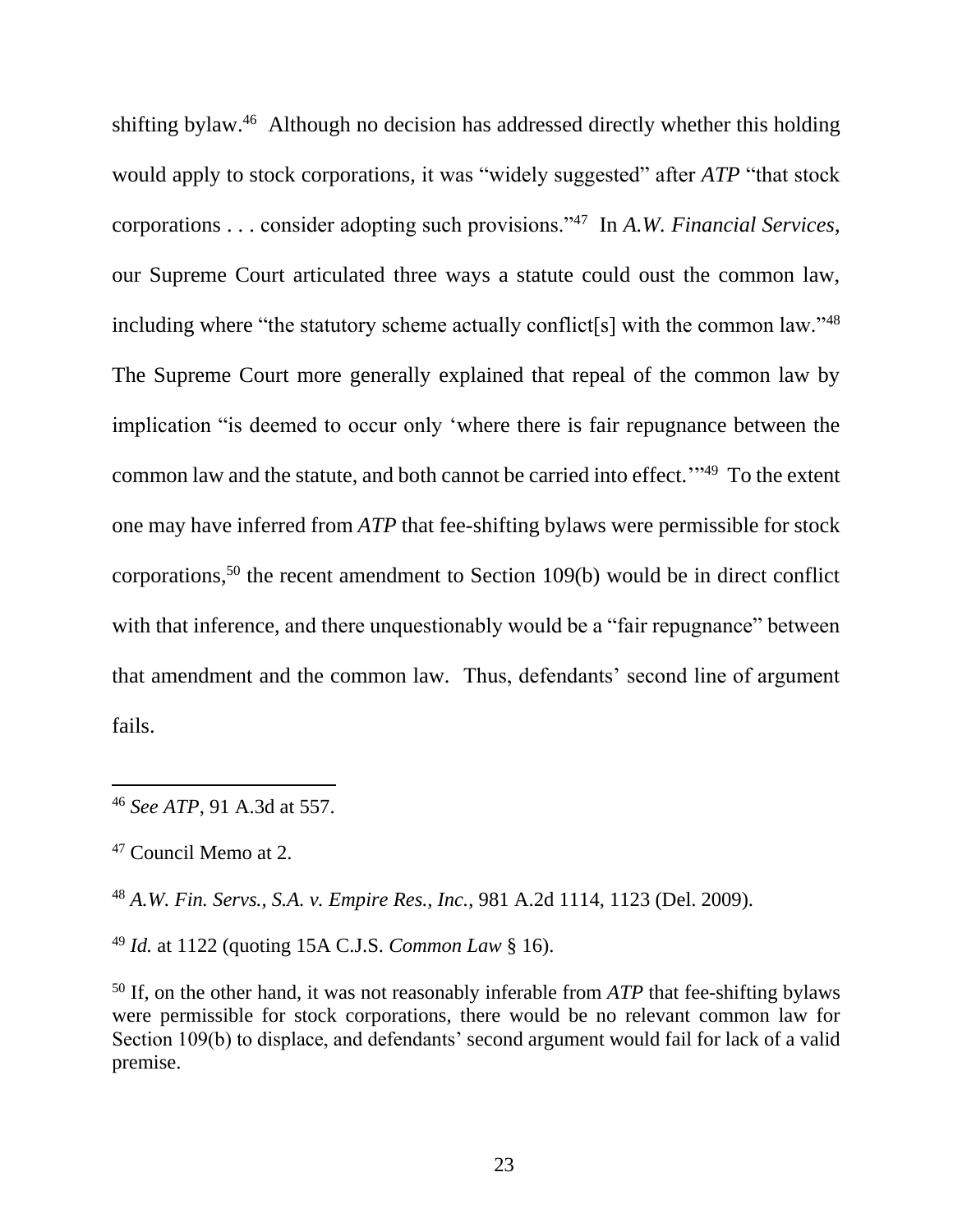shifting bylaw.[46] Although no decision has addressed directly whether this holding would apply to stock corporations, it was "widely suggested" after *ATP* "that stock corporations . . . consider adopting such provisions."[47] In *A.W. Financial Services*, our Supreme Court articulated three ways a statute could oust the common law, including where "the statutory scheme actually conflict[s] with the common law."[48] The Supreme Court more generally explained that repeal of the common law by implication "is deemed to occur only 'where there is fair repugnance between the common law and the statute, and both cannot be carried into effect.'"[49] To the extent one may have inferred from *ATP* that fee-shifting bylaws were permissible for stock corporations,[50] the recent amendment to Section 109(b) would be in direct conflict with that inference, and there unquestionably would be a "fair repugnance" between that amendment and the common law. Thus, defendants' second line of argument fails.

---

[46] *See ATP*, 91 A.3d at 557.

[47] Council Memo at 2.

[48] *A.W. Fin. Servs., S.A. v. Empire Res., Inc.*, 981 A.2d 1114, 1123 (Del. 2009).

[49] *Id.* at 1122 (quoting 15A C.J.S. *Common Law* § 16).

[50] If, on the other hand, it was not reasonably inferable from *ATP* that fee-shifting bylaws were permissible for stock corporations, there would be no relevant common law for Section 109(b) to displace, and defendants' second argument would fail for lack of a valid premise.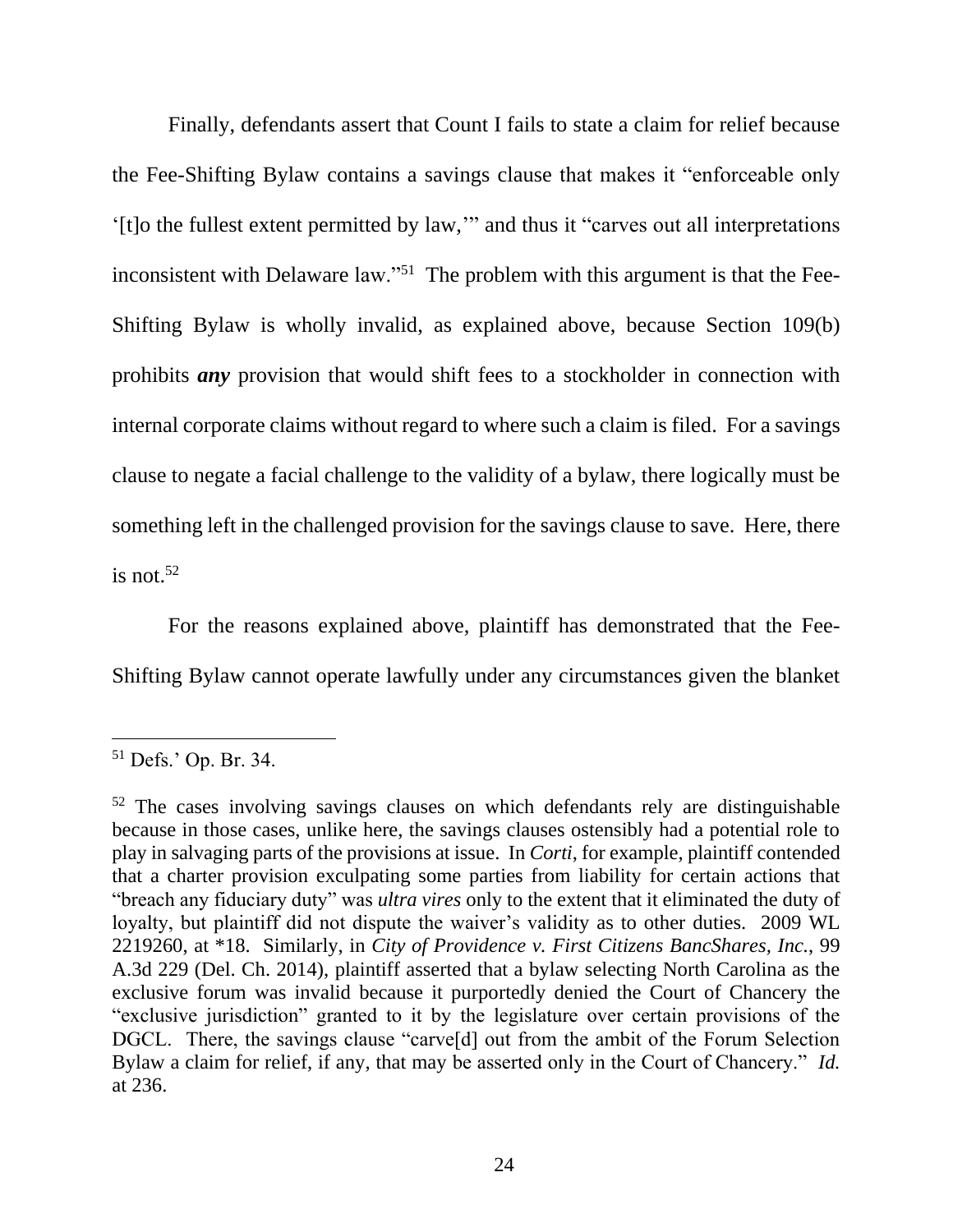Finally, defendants assert that Count I fails to state a claim for relief because the Fee-Shifting Bylaw contains a savings clause that makes it "enforceable only '[t]o the fullest extent permitted by law,'" and thus it "carves out all interpretations inconsistent with Delaware law."[51] The problem with this argument is that the Fee-Shifting Bylaw is wholly invalid, as explained above, because Section 109(b) prohibits ***any*** provision that would shift fees to a stockholder in connection with internal corporate claims without regard to where such a claim is filed. For a savings clause to negate a facial challenge to the validity of a bylaw, there logically must be something left in the challenged provision for the savings clause to save. Here, there is not.[52]

For the reasons explained above, plaintiff has demonstrated that the Fee-Shifting Bylaw cannot operate lawfully under any circumstances given the blanket

---

[51] Defs.' Op. Br. 34.

[52] The cases involving savings clauses on which defendants rely are distinguishable because in those cases, unlike here, the savings clauses ostensibly had a potential role to play in salvaging parts of the provisions at issue. In *Corti*, for example, plaintiff contended that a charter provision exculpating some parties from liability for certain actions that "breach any fiduciary duty" was *ultra vires* only to the extent that it eliminated the duty of loyalty, but plaintiff did not dispute the waiver's validity as to other duties. 2009 WL 2219260, at *18. Similarly, in *City of Providence v. First Citizens BancShares, Inc.*, 99 A.3d 229 (Del. Ch. 2014), plaintiff asserted that a bylaw selecting North Carolina as the exclusive forum was invalid because it purportedly denied the Court of Chancery the "exclusive jurisdiction" granted to it by the legislature over certain provisions of the DGCL. There, the savings clause "carve[d] out from the ambit of the Forum Selection Bylaw a claim for relief, if any, that may be asserted only in the Court of Chancery." *Id.* at 236.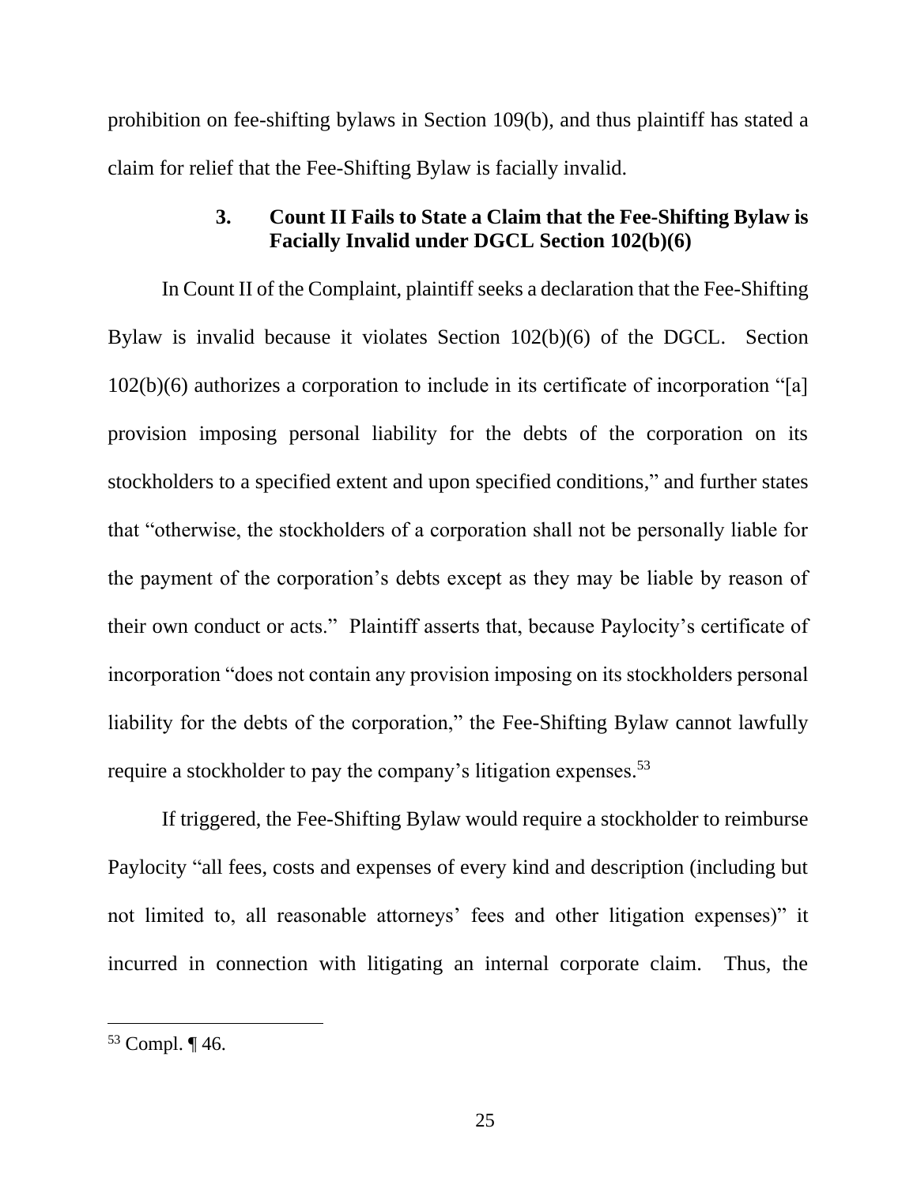prohibition on fee-shifting bylaws in Section 109(b), and thus plaintiff has stated a claim for relief that the Fee-Shifting Bylaw is facially invalid.

### 3. Count II Fails to State a Claim that the Fee-Shifting Bylaw is Facially Invalid under DGCL Section 102(b)(6)

In Count II of the Complaint, plaintiff seeks a declaration that the Fee-Shifting Bylaw is invalid because it violates Section 102(b)(6) of the DGCL. Section 102(b)(6) authorizes a corporation to include in its certificate of incorporation "[a] provision imposing personal liability for the debts of the corporation on its stockholders to a specified extent and upon specified conditions," and further states that "otherwise, the stockholders of a corporation shall not be personally liable for the payment of the corporation's debts except as they may be liable by reason of their own conduct or acts." Plaintiff asserts that, because Paylocity's certificate of incorporation "does not contain any provision imposing on its stockholders personal liability for the debts of the corporation," the Fee-Shifting Bylaw cannot lawfully require a stockholder to pay the company's litigation expenses.[53]

If triggered, the Fee-Shifting Bylaw would require a stockholder to reimburse Paylocity "all fees, costs and expenses of every kind and description (including but not limited to, all reasonable attorneys' fees and other litigation expenses)" it incurred in connection with litigating an internal corporate claim. Thus, the

---

[53] Compl. ¶ 46.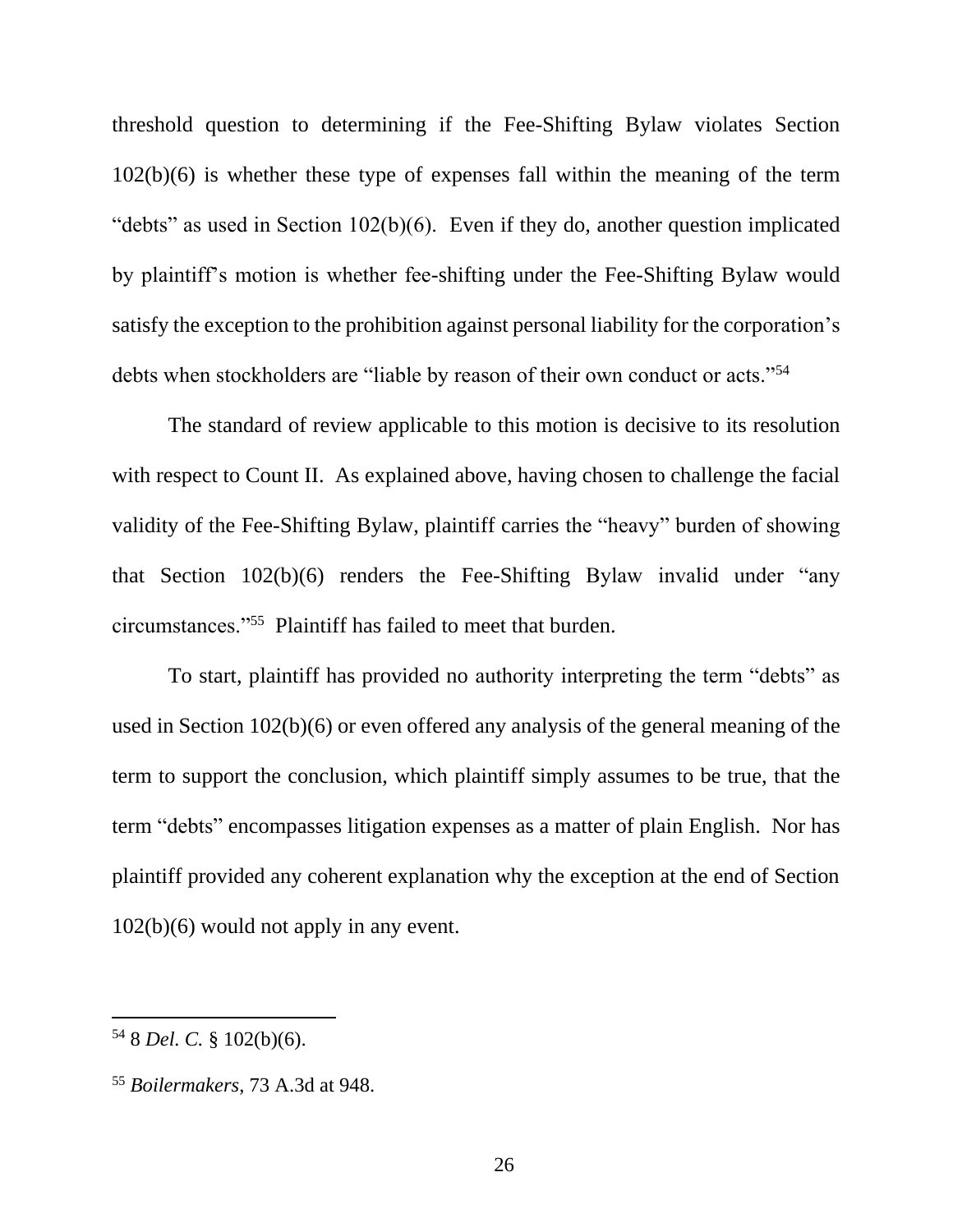threshold question to determining if the Fee-Shifting Bylaw violates Section 102(b)(6) is whether these type of expenses fall within the meaning of the term "debts" as used in Section 102(b)(6). Even if they do, another question implicated by plaintiff's motion is whether fee-shifting under the Fee-Shifting Bylaw would satisfy the exception to the prohibition against personal liability for the corporation's debts when stockholders are "liable by reason of their own conduct or acts."[54]

The standard of review applicable to this motion is decisive to its resolution with respect to Count II. As explained above, having chosen to challenge the facial validity of the Fee-Shifting Bylaw, plaintiff carries the "heavy" burden of showing that Section 102(b)(6) renders the Fee-Shifting Bylaw invalid under "any circumstances."[55] Plaintiff has failed to meet that burden.

To start, plaintiff has provided no authority interpreting the term "debts" as used in Section 102(b)(6) or even offered any analysis of the general meaning of the term to support the conclusion, which plaintiff simply assumes to be true, that the term "debts" encompasses litigation expenses as a matter of plain English. Nor has plaintiff provided any coherent explanation why the exception at the end of Section 102(b)(6) would not apply in any event.

---

[54] 8 *Del. C.* § 102(b)(6).

[55] *Boilermakers*, 73 A.3d at 948.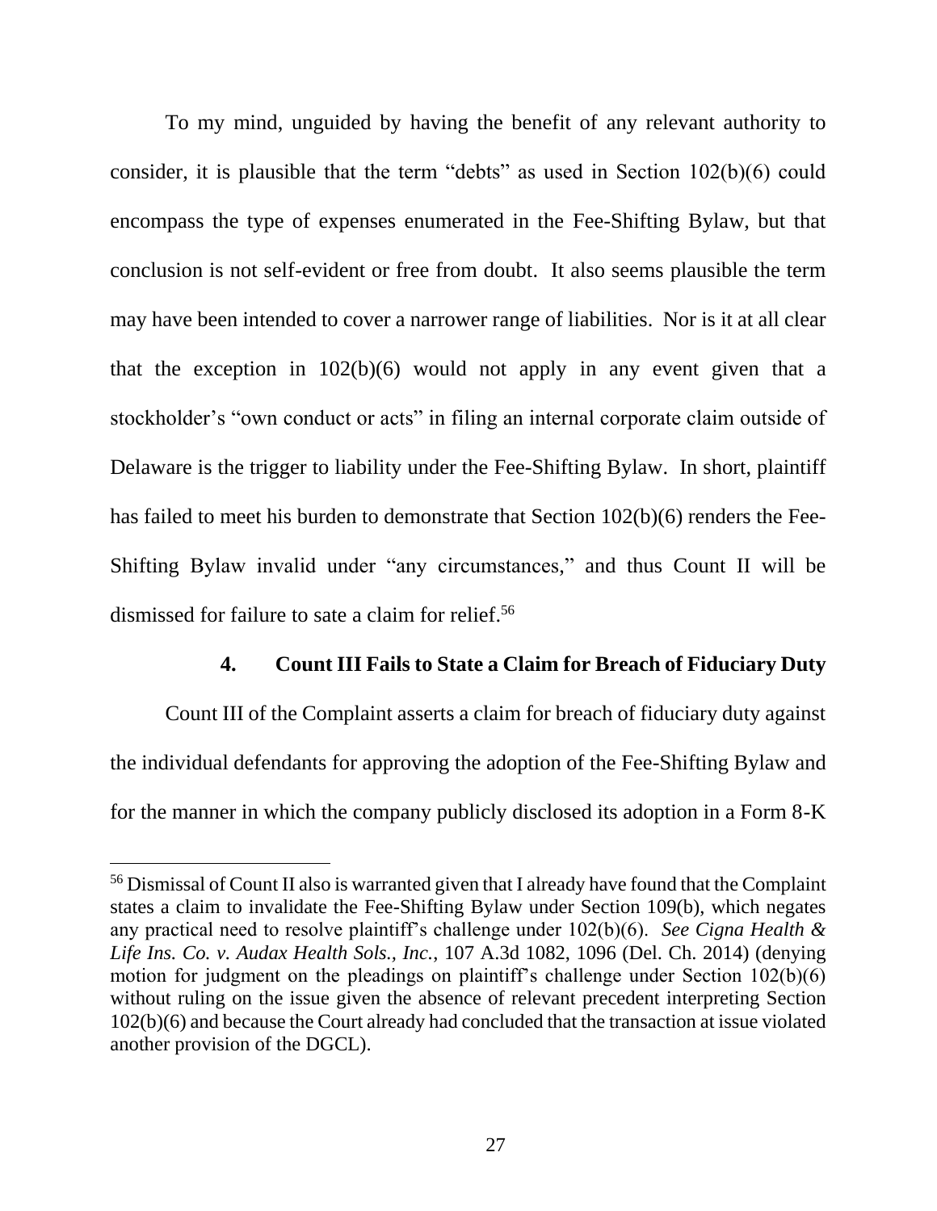To my mind, unguided by having the benefit of any relevant authority to consider, it is plausible that the term "debts" as used in Section 102(b)(6) could encompass the type of expenses enumerated in the Fee-Shifting Bylaw, but that conclusion is not self-evident or free from doubt. It also seems plausible the term may have been intended to cover a narrower range of liabilities. Nor is it at all clear that the exception in 102(b)(6) would not apply in any event given that a stockholder's "own conduct or acts" in filing an internal corporate claim outside of Delaware is the trigger to liability under the Fee-Shifting Bylaw. In short, plaintiff has failed to meet his burden to demonstrate that Section 102(b)(6) renders the Fee-Shifting Bylaw invalid under "any circumstances," and thus Count II will be dismissed for failure to sate a claim for relief.[56]

#### 4. Count III Fails to State a Claim for Breach of Fiduciary Duty

Count III of the Complaint asserts a claim for breach of fiduciary duty against the individual defendants for approving the adoption of the Fee-Shifting Bylaw and for the manner in which the company publicly disclosed its adoption in a Form 8-K

---

[56] Dismissal of Count II also is warranted given that I already have found that the Complaint states a claim to invalidate the Fee-Shifting Bylaw under Section 109(b), which negates any practical need to resolve plaintiff's challenge under 102(b)(6). *See Cigna Health & Life Ins. Co. v. Audax Health Sols., Inc.*, 107 A.3d 1082, 1096 (Del. Ch. 2014) (denying motion for judgment on the pleadings on plaintiff's challenge under Section 102(b)(6) without ruling on the issue given the absence of relevant precedent interpreting Section 102(b)(6) and because the Court already had concluded that the transaction at issue violated another provision of the DGCL).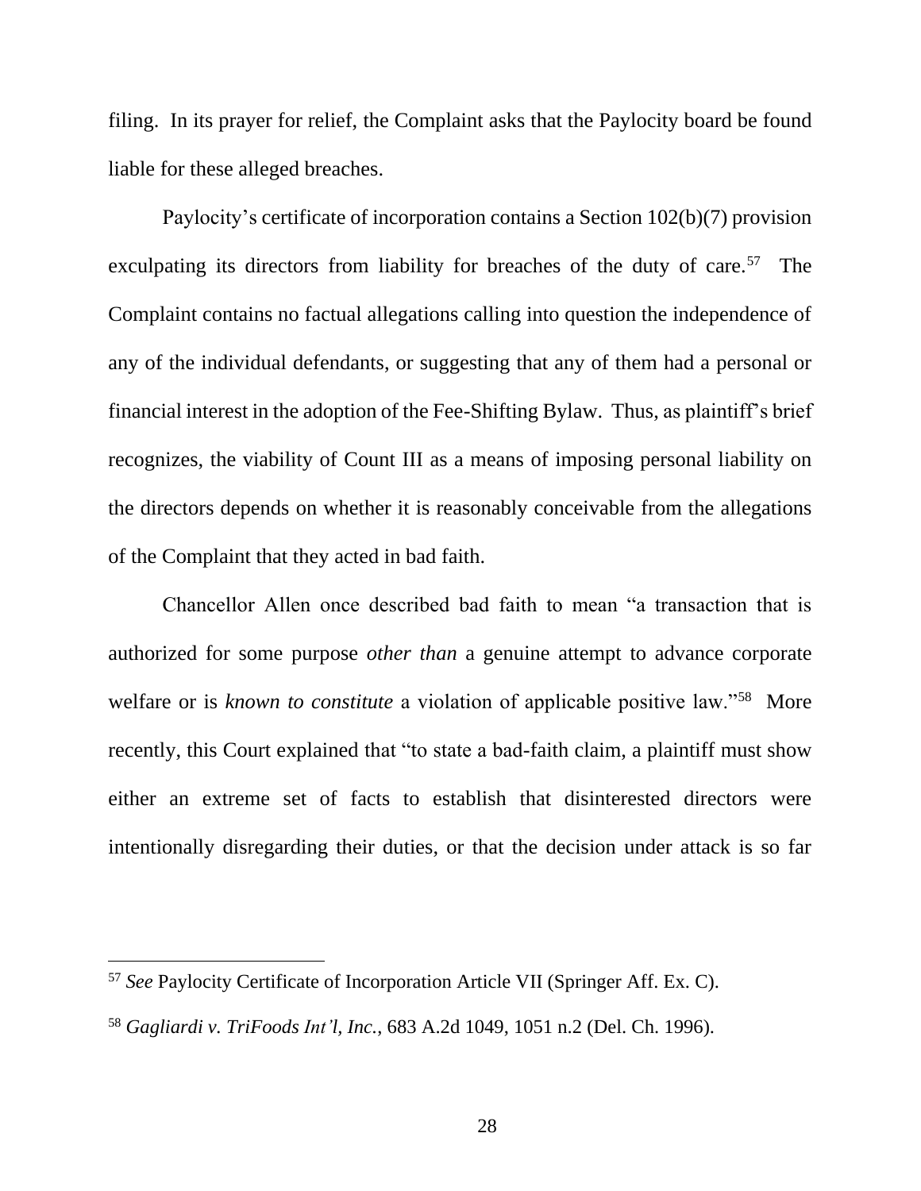filing. In its prayer for relief, the Complaint asks that the Paylocity board be found liable for these alleged breaches.

Paylocity's certificate of incorporation contains a Section 102(b)(7) provision exculpating its directors from liability for breaches of the duty of care.[57] The Complaint contains no factual allegations calling into question the independence of any of the individual defendants, or suggesting that any of them had a personal or financial interest in the adoption of the Fee-Shifting Bylaw. Thus, as plaintiff's brief recognizes, the viability of Count III as a means of imposing personal liability on the directors depends on whether it is reasonably conceivable from the allegations of the Complaint that they acted in bad faith.

Chancellor Allen once described bad faith to mean "a transaction that is authorized for some purpose *other than* a genuine attempt to advance corporate welfare or is *known to constitute* a violation of applicable positive law."[58] More recently, this Court explained that "to state a bad-faith claim, a plaintiff must show either an extreme set of facts to establish that disinterested directors were intentionally disregarding their duties, or that the decision under attack is so far

---

[57] *See* Paylocity Certificate of Incorporation Article VII (Springer Aff. Ex. C).

[58] *Gagliardi v. TriFoods Int'l, Inc.*, 683 A.2d 1049, 1051 n.2 (Del. Ch. 1996).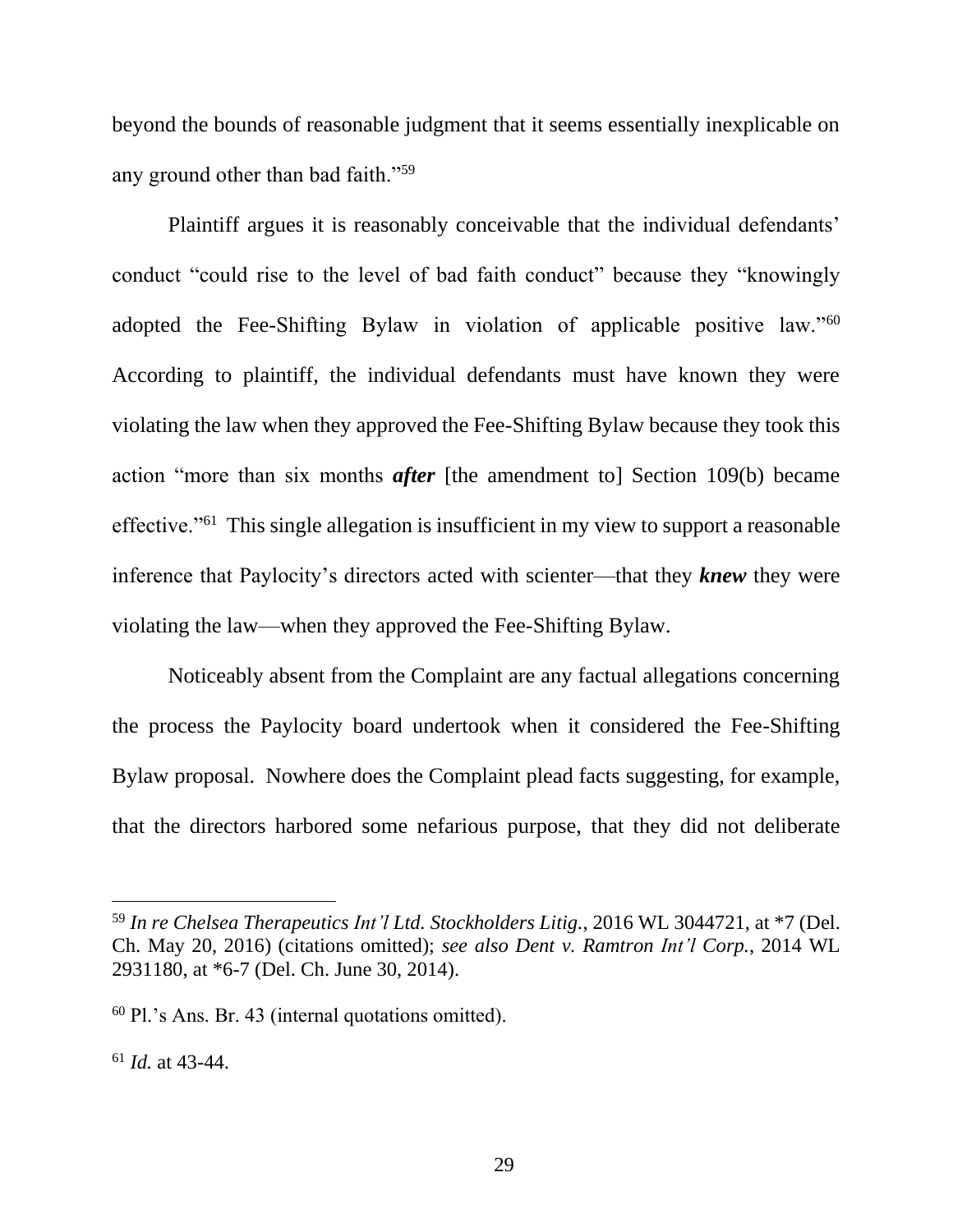beyond the bounds of reasonable judgment that it seems essentially inexplicable on any ground other than bad faith."[59]

Plaintiff argues it is reasonably conceivable that the individual defendants' conduct "could rise to the level of bad faith conduct" because they "knowingly adopted the Fee-Shifting Bylaw in violation of applicable positive law."[60] According to plaintiff, the individual defendants must have known they were violating the law when they approved the Fee-Shifting Bylaw because they took this action "more than six months ***after*** [the amendment to] Section 109(b) became effective."[61] This single allegation is insufficient in my view to support a reasonable inference that Paylocity's directors acted with scienter—that they ***knew*** they were violating the law—when they approved the Fee-Shifting Bylaw.

Noticeably absent from the Complaint are any factual allegations concerning the process the Paylocity board undertook when it considered the Fee-Shifting Bylaw proposal. Nowhere does the Complaint plead facts suggesting, for example, that the directors harbored some nefarious purpose, that they did not deliberate

---

[59] *In re Chelsea Therapeutics Int'l Ltd. Stockholders Litig.*, 2016 WL 3044721, at *7 (Del. Ch. May 20, 2016) (citations omitted); *see also Dent v. Ramtron Int'l Corp.*, 2014 WL 2931180, at *6-7 (Del. Ch. June 30, 2014).

[60] Pl.'s Ans. Br. 43 (internal quotations omitted).

[61] *Id.* at 43-44.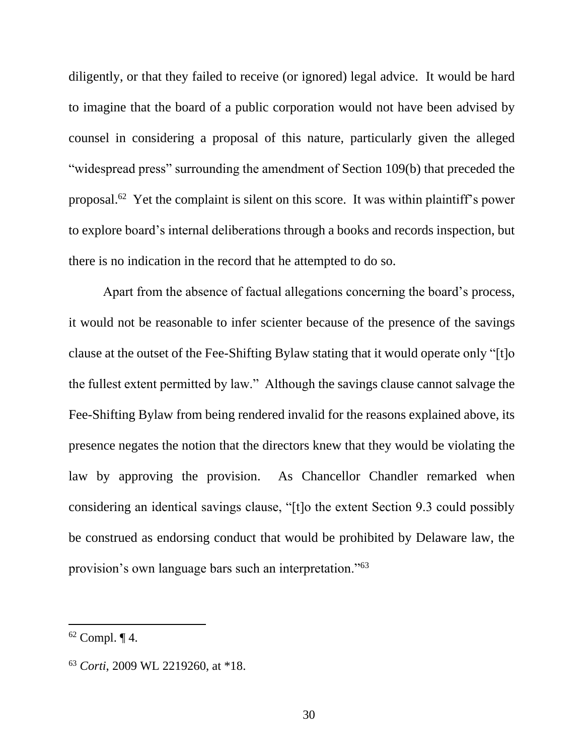diligently, or that they failed to receive (or ignored) legal advice. It would be hard to imagine that the board of a public corporation would not have been advised by counsel in considering a proposal of this nature, particularly given the alleged "widespread press" surrounding the amendment of Section 109(b) that preceded the proposal.[62] Yet the complaint is silent on this score. It was within plaintiff's power to explore board's internal deliberations through a books and records inspection, but there is no indication in the record that he attempted to do so.

Apart from the absence of factual allegations concerning the board's process, it would not be reasonable to infer scienter because of the presence of the savings clause at the outset of the Fee-Shifting Bylaw stating that it would operate only "[t]o the fullest extent permitted by law." Although the savings clause cannot salvage the Fee-Shifting Bylaw from being rendered invalid for the reasons explained above, its presence negates the notion that the directors knew that they would be violating the law by approving the provision. As Chancellor Chandler remarked when considering an identical savings clause, "[t]o the extent Section 9.3 could possibly be construed as endorsing conduct that would be prohibited by Delaware law, the provision's own language bars such an interpretation."[63]

---

[62] Compl. ¶ 4.

[63] *Corti*, 2009 WL 2219260, at *18.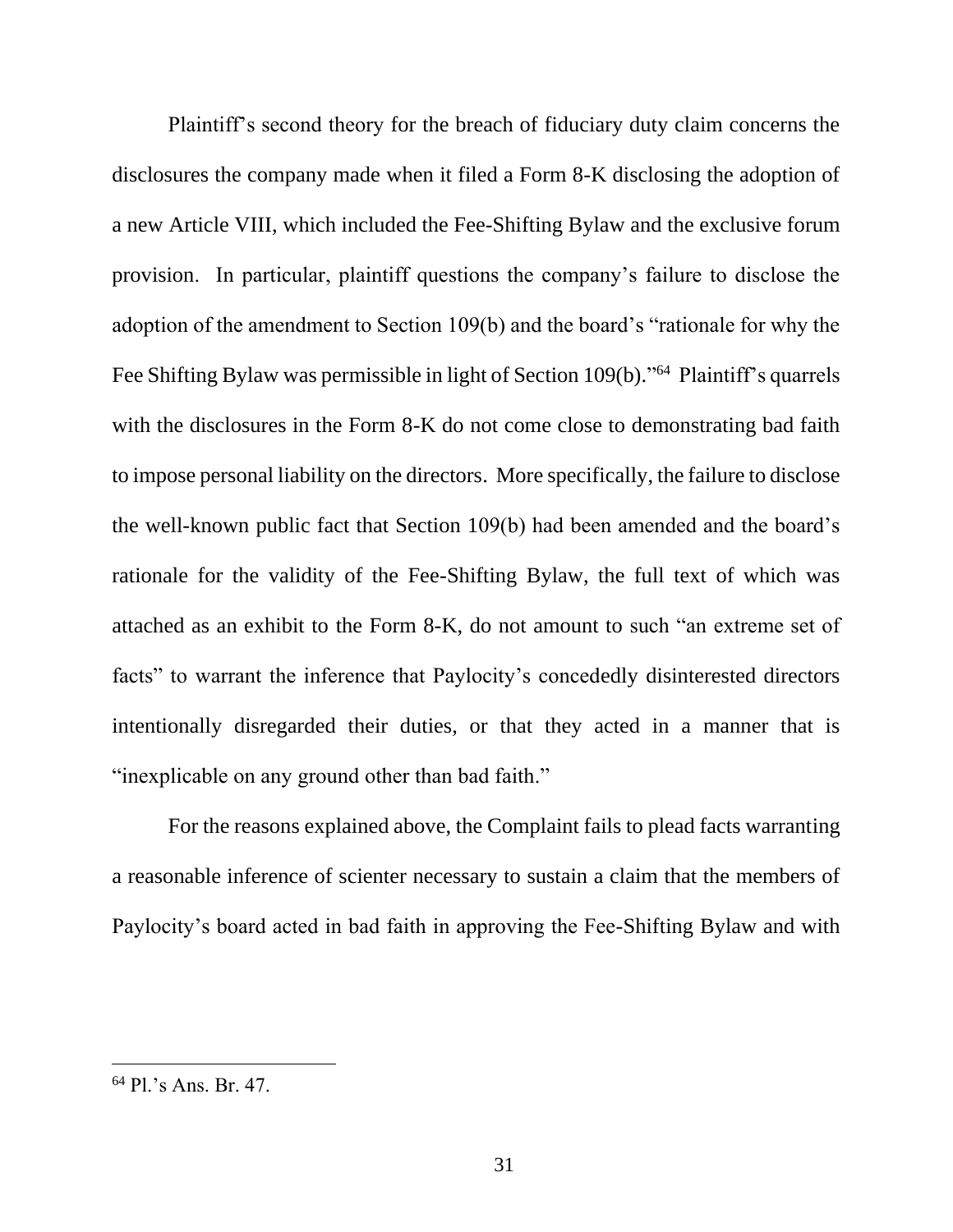Plaintiff's second theory for the breach of fiduciary duty claim concerns the disclosures the company made when it filed a Form 8-K disclosing the adoption of a new Article VIII, which included the Fee-Shifting Bylaw and the exclusive forum provision. In particular, plaintiff questions the company's failure to disclose the adoption of the amendment to Section 109(b) and the board's "rationale for why the Fee Shifting Bylaw was permissible in light of Section 109(b)."[64] Plaintiff's quarrels with the disclosures in the Form 8-K do not come close to demonstrating bad faith to impose personal liability on the directors. More specifically, the failure to disclose the well-known public fact that Section 109(b) had been amended and the board's rationale for the validity of the Fee-Shifting Bylaw, the full text of which was attached as an exhibit to the Form 8-K, do not amount to such "an extreme set of facts" to warrant the inference that Paylocity's concededly disinterested directors intentionally disregarded their duties, or that they acted in a manner that is "inexplicable on any ground other than bad faith."

For the reasons explained above, the Complaint fails to plead facts warranting a reasonable inference of scienter necessary to sustain a claim that the members of Paylocity's board acted in bad faith in approving the Fee-Shifting Bylaw and with

---

[64] Pl.'s Ans. Br. 47.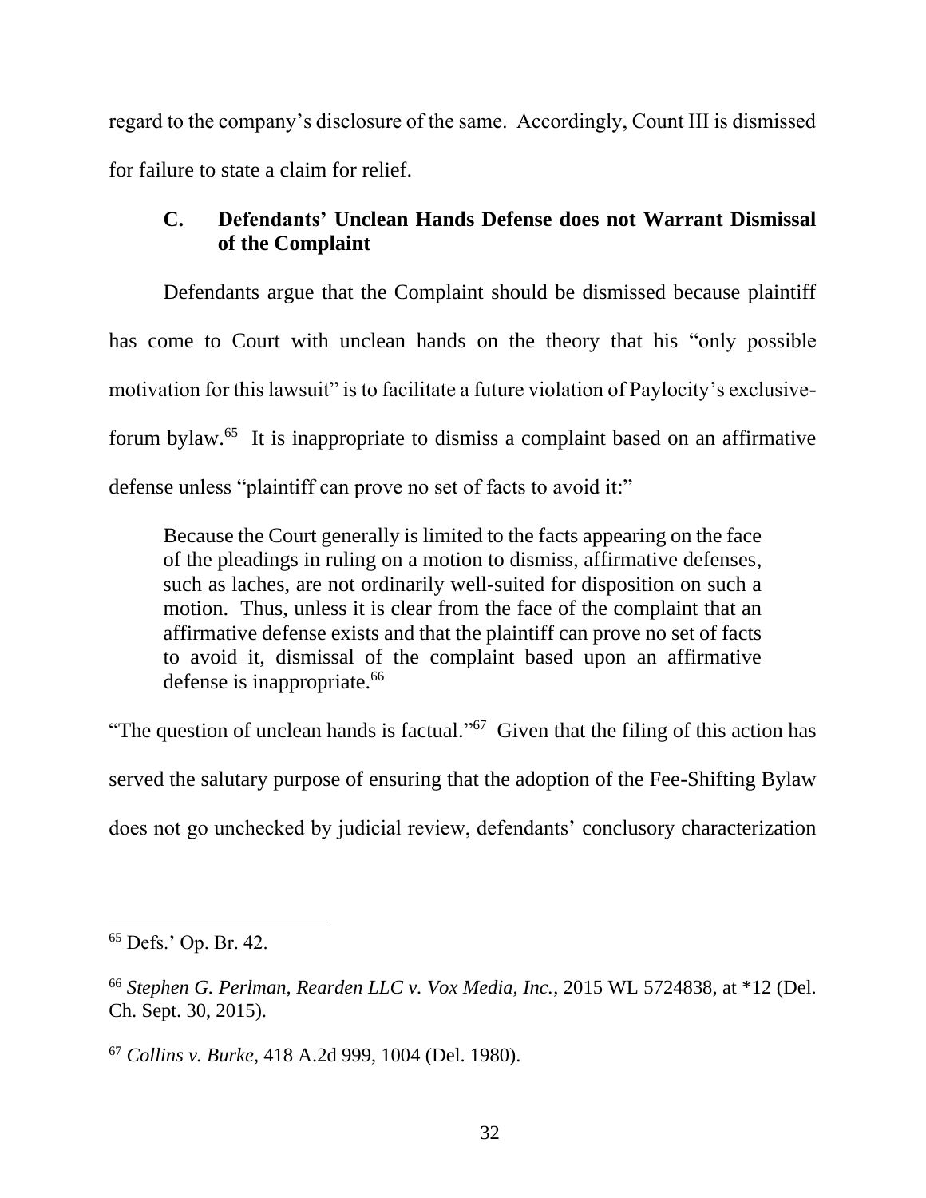regard to the company's disclosure of the same. Accordingly, Count III is dismissed for failure to state a claim for relief.

### C. Defendants' Unclean Hands Defense does not Warrant Dismissal of the Complaint

Defendants argue that the Complaint should be dismissed because plaintiff has come to Court with unclean hands on the theory that his "only possible motivation for this lawsuit" is to facilitate a future violation of Paylocity's exclusive-forum bylaw.[65] It is inappropriate to dismiss a complaint based on an affirmative defense unless "plaintiff can prove no set of facts to avoid it:"

> Because the Court generally is limited to the facts appearing on the face of the pleadings in ruling on a motion to dismiss, affirmative defenses, such as laches, are not ordinarily well-suited for disposition on such a motion. Thus, unless it is clear from the face of the complaint that an affirmative defense exists and that the plaintiff can prove no set of facts to avoid it, dismissal of the complaint based upon an affirmative defense is inappropriate.[66]

"The question of unclean hands is factual."[67] Given that the filing of this action has served the salutary purpose of ensuring that the adoption of the Fee-Shifting Bylaw does not go unchecked by judicial review, defendants' conclusory characterization

---

[65] Defs.' Op. Br. 42.

[66] *Stephen G. Perlman, Rearden LLC v. Vox Media, Inc.*, 2015 WL 5724838, at *12 (Del. Ch. Sept. 30, 2015).

[67] *Collins v. Burke*, 418 A.2d 999, 1004 (Del. 1980).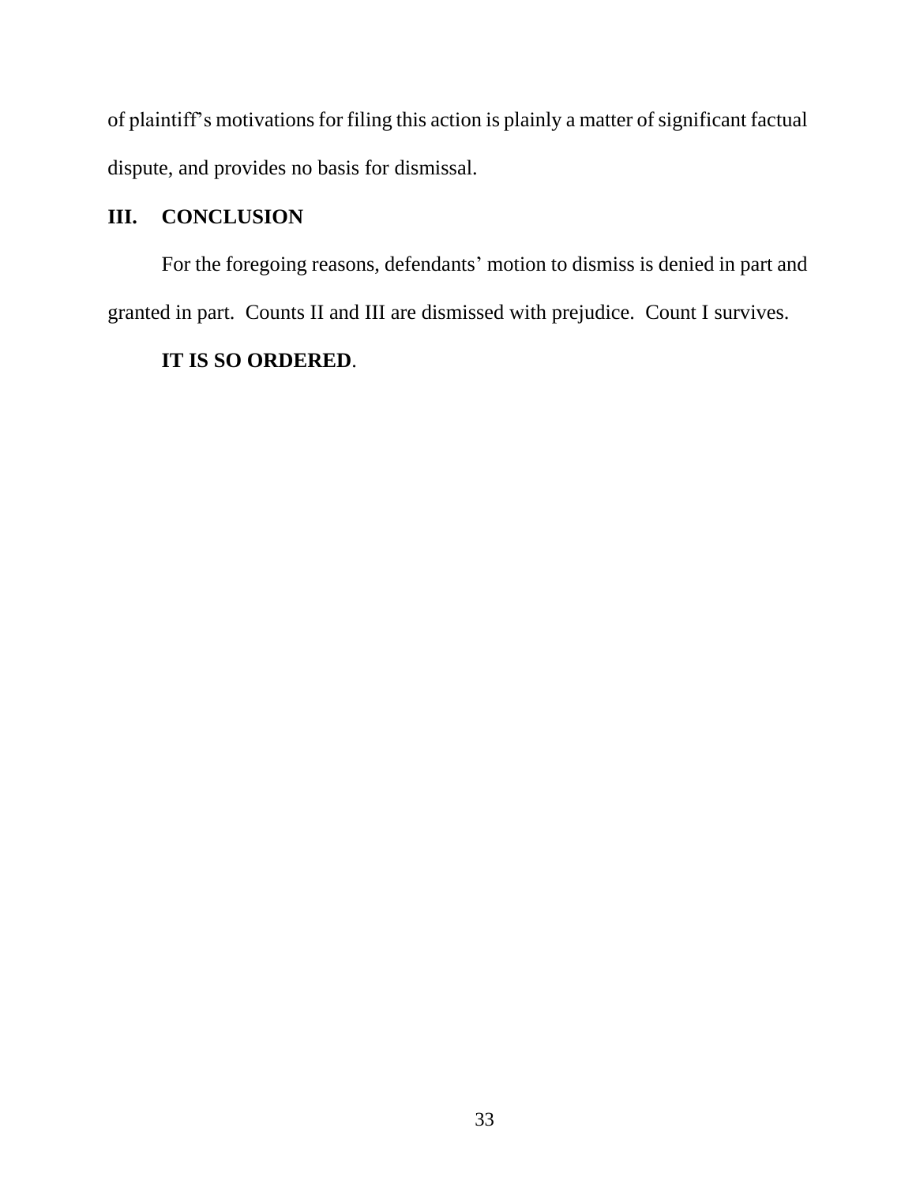of plaintiff's motivations for filing this action is plainly a matter of significant factual dispute, and provides no basis for dismissal.

## III. CONCLUSION

For the foregoing reasons, defendants' motion to dismiss is denied in part and granted in part. Counts II and III are dismissed with prejudice. Count I survives.

**IT IS SO ORDERED**.